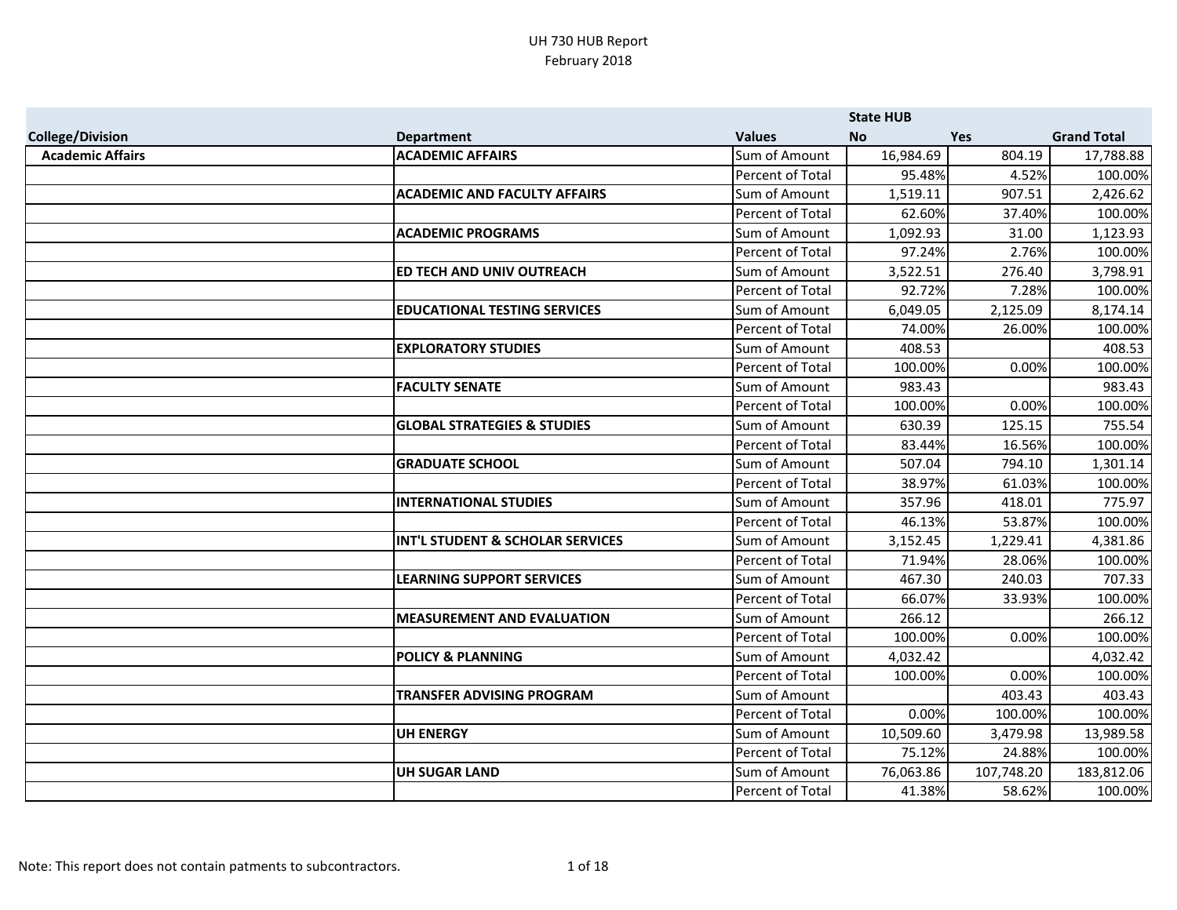# UH 730 HUB Report

## February 2018

| | | | State HUB | | |
|---|---|---|---|---|---|
| College/Division | Department | Values | No | Yes | Grand Total |
| Academic Affairs | ACADEMIC AFFAIRS | Sum of Amount | 16,984.69 | 804.19 | 17,788.88 |
| | | Percent of Total | 95.48% | 4.52% | 100.00% |
| | ACADEMIC AND FACULTY AFFAIRS | Sum of Amount | 1,519.11 | 907.51 | 2,426.62 |
| | | Percent of Total | 62.60% | 37.40% | 100.00% |
| | ACADEMIC PROGRAMS | Sum of Amount | 1,092.93 | 31.00 | 1,123.93 |
| | | Percent of Total | 97.24% | 2.76% | 100.00% |
| | ED TECH AND UNIV OUTREACH | Sum of Amount | 3,522.51 | 276.40 | 3,798.91 |
| | | Percent of Total | 92.72% | 7.28% | 100.00% |
| | EDUCATIONAL TESTING SERVICES | Sum of Amount | 6,049.05 | 2,125.09 | 8,174.14 |
| | | Percent of Total | 74.00% | 26.00% | 100.00% |
| | EXPLORATORY STUDIES | Sum of Amount | 408.53 | | 408.53 |
| | | Percent of Total | 100.00% | 0.00% | 100.00% |
| | FACULTY SENATE | Sum of Amount | 983.43 | | 983.43 |
| | | Percent of Total | 100.00% | 0.00% | 100.00% |
| | GLOBAL STRATEGIES & STUDIES | Sum of Amount | 630.39 | 125.15 | 755.54 |
| | | Percent of Total | 83.44% | 16.56% | 100.00% |
| | GRADUATE SCHOOL | Sum of Amount | 507.04 | 794.10 | 1,301.14 |
| | | Percent of Total | 38.97% | 61.03% | 100.00% |
| | INTERNATIONAL STUDIES | Sum of Amount | 357.96 | 418.01 | 775.97 |
| | | Percent of Total | 46.13% | 53.87% | 100.00% |
| | INT'L STUDENT & SCHOLAR SERVICES | Sum of Amount | 3,152.45 | 1,229.41 | 4,381.86 |
| | | Percent of Total | 71.94% | 28.06% | 100.00% |
| | LEARNING SUPPORT SERVICES | Sum of Amount | 467.30 | 240.03 | 707.33 |
| | | Percent of Total | 66.07% | 33.93% | 100.00% |
| | MEASUREMENT AND EVALUATION | Sum of Amount | 266.12 | | 266.12 |
| | | Percent of Total | 100.00% | 0.00% | 100.00% |
| | POLICY & PLANNING | Sum of Amount | 4,032.42 | | 4,032.42 |
| | | Percent of Total | 100.00% | 0.00% | 100.00% |
| | TRANSFER ADVISING PROGRAM | Sum of Amount | | 403.43 | 403.43 |
| | | Percent of Total | 0.00% | 100.00% | 100.00% |
| | UH ENERGY | Sum of Amount | 10,509.60 | 3,479.98 | 13,989.58 |
| | | Percent of Total | 75.12% | 24.88% | 100.00% |
| | UH SUGAR LAND | Sum of Amount | 76,063.86 | 107,748.20 | 183,812.06 |
| | | Percent of Total | 41.38% | 58.62% | 100.00% |

Note: This report does not contain patments to subcontractors.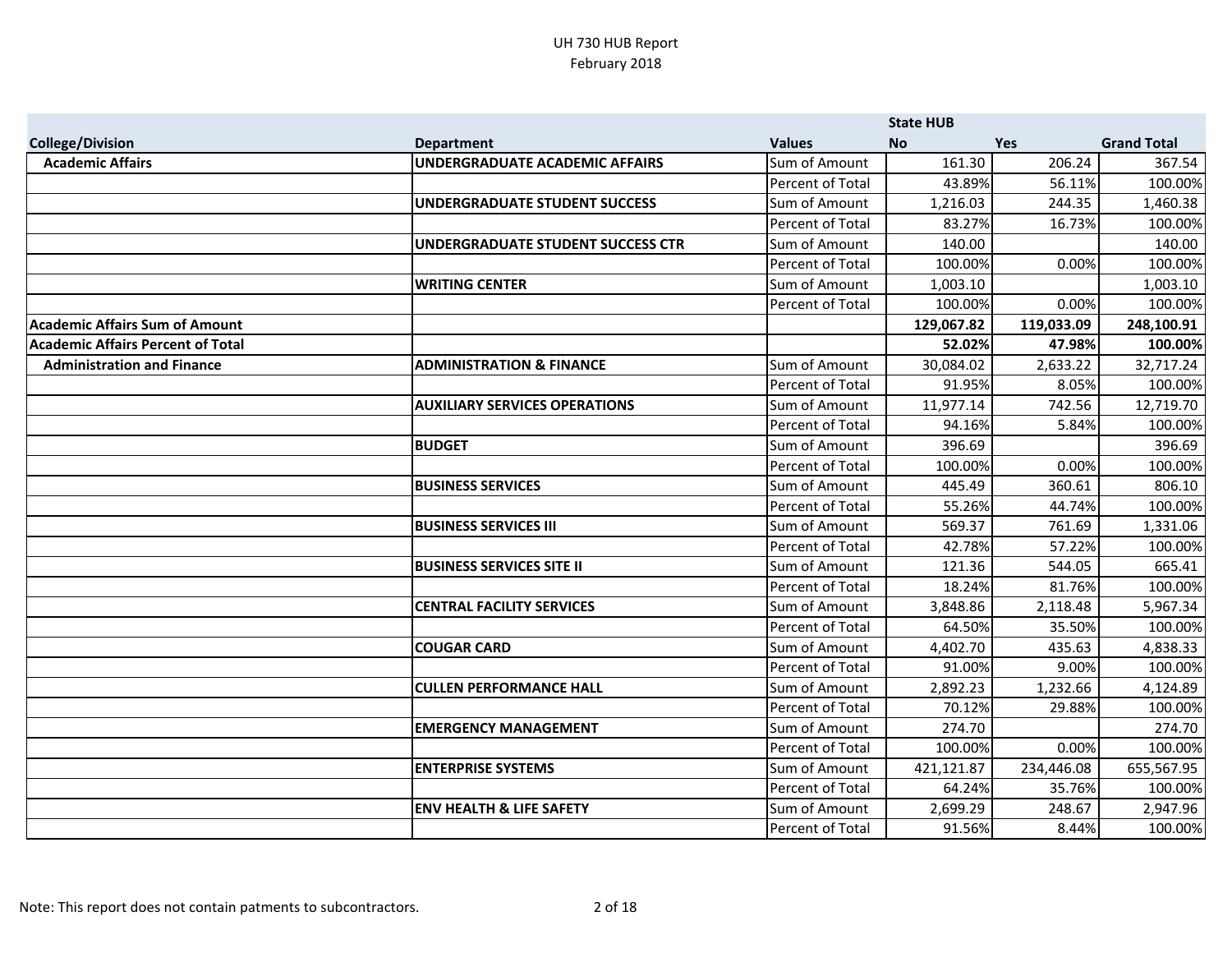UH 730 HUB Report
February 2018

| College/Division | Department | Values | State HUB No | Yes | Grand Total |
|---|---|---|---|---|---|
| **Academic Affairs** | **UNDERGRADUATE ACADEMIC AFFAIRS** | Sum of Amount | 161.30 | 206.24 | 367.54 |
| | | Percent of Total | 43.89% | 56.11% | 100.00% |
| | **UNDERGRADUATE STUDENT SUCCESS** | Sum of Amount | 1,216.03 | 244.35 | 1,460.38 |
| | | Percent of Total | 83.27% | 16.73% | 100.00% |
| | **UNDERGRADUATE STUDENT SUCCESS CTR** | Sum of Amount | 140.00 | | 140.00 |
| | | Percent of Total | 100.00% | 0.00% | 100.00% |
| | **WRITING CENTER** | Sum of Amount | 1,003.10 | | 1,003.10 |
| | | Percent of Total | 100.00% | 0.00% | 100.00% |
| **Academic Affairs Sum of Amount** | | | **129,067.82** | **119,033.09** | **248,100.91** |
| **Academic Affairs Percent of Total** | | | **52.02%** | **47.98%** | **100.00%** |
| **Administration and Finance** | **ADMINISTRATION & FINANCE** | Sum of Amount | 30,084.02 | 2,633.22 | 32,717.24 |
| | | Percent of Total | 91.95% | 8.05% | 100.00% |
| | **AUXILIARY SERVICES OPERATIONS** | Sum of Amount | 11,977.14 | 742.56 | 12,719.70 |
| | | Percent of Total | 94.16% | 5.84% | 100.00% |
| | **BUDGET** | Sum of Amount | 396.69 | | 396.69 |
| | | Percent of Total | 100.00% | 0.00% | 100.00% |
| | **BUSINESS SERVICES** | Sum of Amount | 445.49 | 360.61 | 806.10 |
| | | Percent of Total | 55.26% | 44.74% | 100.00% |
| | **BUSINESS SERVICES III** | Sum of Amount | 569.37 | 761.69 | 1,331.06 |
| | | Percent of Total | 42.78% | 57.22% | 100.00% |
| | **BUSINESS SERVICES SITE II** | Sum of Amount | 121.36 | 544.05 | 665.41 |
| | | Percent of Total | 18.24% | 81.76% | 100.00% |
| | **CENTRAL FACILITY SERVICES** | Sum of Amount | 3,848.86 | 2,118.48 | 5,967.34 |
| | | Percent of Total | 64.50% | 35.50% | 100.00% |
| | **COUGAR CARD** | Sum of Amount | 4,402.70 | 435.63 | 4,838.33 |
| | | Percent of Total | 91.00% | 9.00% | 100.00% |
| | **CULLEN PERFORMANCE HALL** | Sum of Amount | 2,892.23 | 1,232.66 | 4,124.89 |
| | | Percent of Total | 70.12% | 29.88% | 100.00% |
| | **EMERGENCY MANAGEMENT** | Sum of Amount | 274.70 | | 274.70 |
| | | Percent of Total | 100.00% | 0.00% | 100.00% |
| | **ENTERPRISE SYSTEMS** | Sum of Amount | 421,121.87 | 234,446.08 | 655,567.95 |
| | | Percent of Total | 64.24% | 35.76% | 100.00% |
| | **ENV HEALTH & LIFE SAFETY** | Sum of Amount | 2,699.29 | 248.67 | 2,947.96 |
| | | Percent of Total | 91.56% | 8.44% | 100.00% |

Note: This report does not contain patments to subcontractors.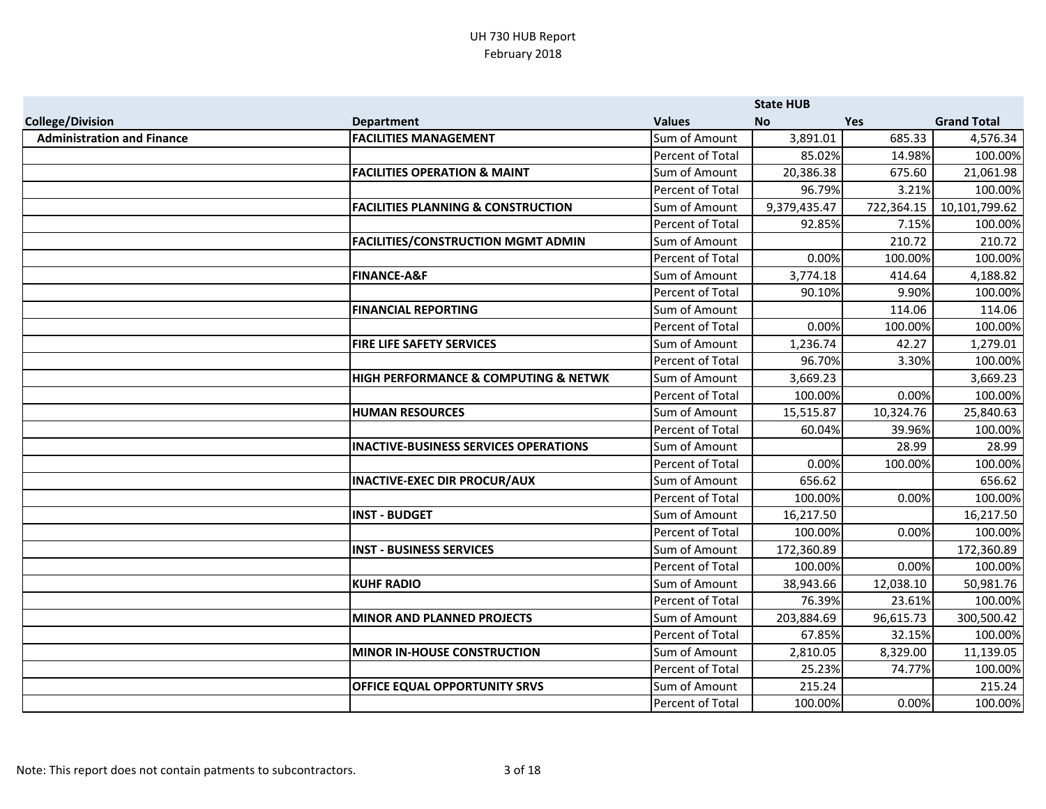UH 730 HUB Report
February 2018

| College/Division | Department | Values | State HUB No | Yes | Grand Total |
|---|---|---|---|---|---|
| Administration and Finance | FACILITIES MANAGEMENT | Sum of Amount | 3,891.01 | 685.33 | 4,576.34 |
| | | Percent of Total | 85.02% | 14.98% | 100.00% |
| | FACILITIES OPERATION & MAINT | Sum of Amount | 20,386.38 | 675.60 | 21,061.98 |
| | | Percent of Total | 96.79% | 3.21% | 100.00% |
| | FACILITIES PLANNING & CONSTRUCTION | Sum of Amount | 9,379,435.47 | 722,364.15 | 10,101,799.62 |
| | | Percent of Total | 92.85% | 7.15% | 100.00% |
| | FACILITIES/CONSTRUCTION MGMT ADMIN | Sum of Amount | | 210.72 | 210.72 |
| | | Percent of Total | 0.00% | 100.00% | 100.00% |
| | FINANCE-A&F | Sum of Amount | 3,774.18 | 414.64 | 4,188.82 |
| | | Percent of Total | 90.10% | 9.90% | 100.00% |
| | FINANCIAL REPORTING | Sum of Amount | | 114.06 | 114.06 |
| | | Percent of Total | 0.00% | 100.00% | 100.00% |
| | FIRE LIFE SAFETY SERVICES | Sum of Amount | 1,236.74 | 42.27 | 1,279.01 |
| | | Percent of Total | 96.70% | 3.30% | 100.00% |
| | HIGH PERFORMANCE & COMPUTING & NETWK | Sum of Amount | 3,669.23 | | 3,669.23 |
| | | Percent of Total | 100.00% | 0.00% | 100.00% |
| | HUMAN RESOURCES | Sum of Amount | 15,515.87 | 10,324.76 | 25,840.63 |
| | | Percent of Total | 60.04% | 39.96% | 100.00% |
| | INACTIVE-BUSINESS SERVICES OPERATIONS | Sum of Amount | | 28.99 | 28.99 |
| | | Percent of Total | 0.00% | 100.00% | 100.00% |
| | INACTIVE-EXEC DIR PROCUR/AUX | Sum of Amount | 656.62 | | 656.62 |
| | | Percent of Total | 100.00% | 0.00% | 100.00% |
| | INST - BUDGET | Sum of Amount | 16,217.50 | | 16,217.50 |
| | | Percent of Total | 100.00% | 0.00% | 100.00% |
| | INST - BUSINESS SERVICES | Sum of Amount | 172,360.89 | | 172,360.89 |
| | | Percent of Total | 100.00% | 0.00% | 100.00% |
| | KUHF RADIO | Sum of Amount | 38,943.66 | 12,038.10 | 50,981.76 |
| | | Percent of Total | 76.39% | 23.61% | 100.00% |
| | MINOR AND PLANNED PROJECTS | Sum of Amount | 203,884.69 | 96,615.73 | 300,500.42 |
| | | Percent of Total | 67.85% | 32.15% | 100.00% |
| | MINOR IN-HOUSE CONSTRUCTION | Sum of Amount | 2,810.05 | 8,329.00 | 11,139.05 |
| | | Percent of Total | 25.23% | 74.77% | 100.00% |
| | OFFICE EQUAL OPPORTUNITY SRVS | Sum of Amount | 215.24 | | 215.24 |
| | | Percent of Total | 100.00% | 0.00% | 100.00% |

Note: This report does not contain patments to subcontractors.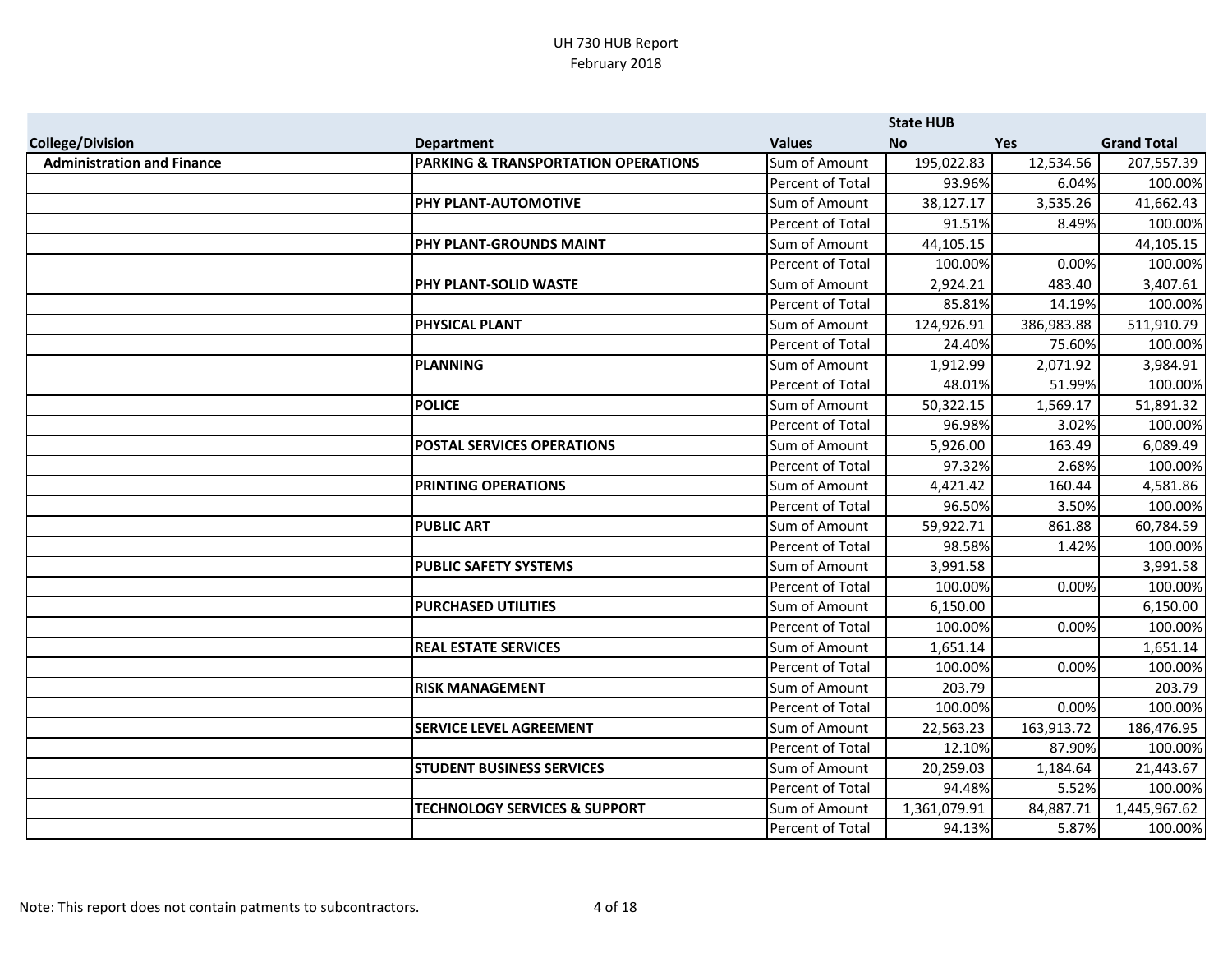UH 730 HUB Report
February 2018

| College/Division | Department | Values | State HUB No | Yes | Grand Total |
|---|---|---|---|---|---|
| Administration and Finance | PARKING & TRANSPORTATION OPERATIONS | Sum of Amount | 195,022.83 | 12,534.56 | 207,557.39 |
| | | Percent of Total | 93.96% | 6.04% | 100.00% |
| | PHY PLANT-AUTOMOTIVE | Sum of Amount | 38,127.17 | 3,535.26 | 41,662.43 |
| | | Percent of Total | 91.51% | 8.49% | 100.00% |
| | PHY PLANT-GROUNDS MAINT | Sum of Amount | 44,105.15 | | 44,105.15 |
| | | Percent of Total | 100.00% | 0.00% | 100.00% |
| | PHY PLANT-SOLID WASTE | Sum of Amount | 2,924.21 | 483.40 | 3,407.61 |
| | | Percent of Total | 85.81% | 14.19% | 100.00% |
| | PHYSICAL PLANT | Sum of Amount | 124,926.91 | 386,983.88 | 511,910.79 |
| | | Percent of Total | 24.40% | 75.60% | 100.00% |
| | PLANNING | Sum of Amount | 1,912.99 | 2,071.92 | 3,984.91 |
| | | Percent of Total | 48.01% | 51.99% | 100.00% |
| | POLICE | Sum of Amount | 50,322.15 | 1,569.17 | 51,891.32 |
| | | Percent of Total | 96.98% | 3.02% | 100.00% |
| | POSTAL SERVICES OPERATIONS | Sum of Amount | 5,926.00 | 163.49 | 6,089.49 |
| | | Percent of Total | 97.32% | 2.68% | 100.00% |
| | PRINTING OPERATIONS | Sum of Amount | 4,421.42 | 160.44 | 4,581.86 |
| | | Percent of Total | 96.50% | 3.50% | 100.00% |
| | PUBLIC ART | Sum of Amount | 59,922.71 | 861.88 | 60,784.59 |
| | | Percent of Total | 98.58% | 1.42% | 100.00% |
| | PUBLIC SAFETY SYSTEMS | Sum of Amount | 3,991.58 | | 3,991.58 |
| | | Percent of Total | 100.00% | 0.00% | 100.00% |
| | PURCHASED UTILITIES | Sum of Amount | 6,150.00 | | 6,150.00 |
| | | Percent of Total | 100.00% | 0.00% | 100.00% |
| | REAL ESTATE SERVICES | Sum of Amount | 1,651.14 | | 1,651.14 |
| | | Percent of Total | 100.00% | 0.00% | 100.00% |
| | RISK MANAGEMENT | Sum of Amount | 203.79 | | 203.79 |
| | | Percent of Total | 100.00% | 0.00% | 100.00% |
| | SERVICE LEVEL AGREEMENT | Sum of Amount | 22,563.23 | 163,913.72 | 186,476.95 |
| | | Percent of Total | 12.10% | 87.90% | 100.00% |
| | STUDENT BUSINESS SERVICES | Sum of Amount | 20,259.03 | 1,184.64 | 21,443.67 |
| | | Percent of Total | 94.48% | 5.52% | 100.00% |
| | TECHNOLOGY SERVICES & SUPPORT | Sum of Amount | 1,361,079.91 | 84,887.71 | 1,445,967.62 |
| | | Percent of Total | 94.13% | 5.87% | 100.00% |

Note: This report does not contain patments to subcontractors.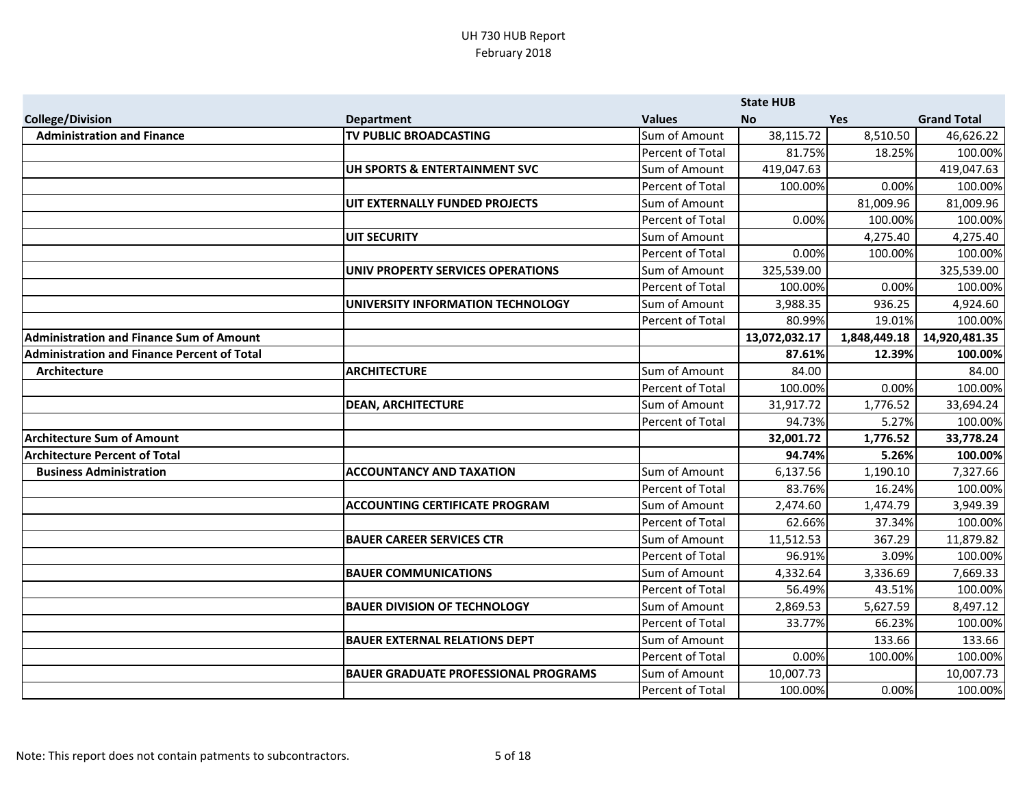# UH 730 HUB Report

February 2018

| College/Division | Department | Values | State HUB No | Yes | Grand Total |
|---|---|---|---|---|---|
| **Administration and Finance** | **TV PUBLIC BROADCASTING** | Sum of Amount | 38,115.72 | 8,510.50 | 46,626.22 |
| | | Percent of Total | 81.75% | 18.25% | 100.00% |
| | **UH SPORTS & ENTERTAINMENT SVC** | Sum of Amount | 419,047.63 | | 419,047.63 |
| | | Percent of Total | 100.00% | 0.00% | 100.00% |
| | **UIT EXTERNALLY FUNDED PROJECTS** | Sum of Amount | | 81,009.96 | 81,009.96 |
| | | Percent of Total | 0.00% | 100.00% | 100.00% |
| | **UIT SECURITY** | Sum of Amount | | 4,275.40 | 4,275.40 |
| | | Percent of Total | 0.00% | 100.00% | 100.00% |
| | **UNIV PROPERTY SERVICES OPERATIONS** | Sum of Amount | 325,539.00 | | 325,539.00 |
| | | Percent of Total | 100.00% | 0.00% | 100.00% |
| | **UNIVERSITY INFORMATION TECHNOLOGY** | Sum of Amount | 3,988.35 | 936.25 | 4,924.60 |
| | | Percent of Total | 80.99% | 19.01% | 100.00% |
| **Administration and Finance Sum of Amount** | | | **13,072,032.17** | **1,848,449.18** | **14,920,481.35** |
| **Administration and Finance Percent of Total** | | | **87.61%** | **12.39%** | **100.00%** |
| **Architecture** | **ARCHITECTURE** | Sum of Amount | 84.00 | | 84.00 |
| | | Percent of Total | 100.00% | 0.00% | 100.00% |
| | **DEAN, ARCHITECTURE** | Sum of Amount | 31,917.72 | 1,776.52 | 33,694.24 |
| | | Percent of Total | 94.73% | 5.27% | 100.00% |
| **Architecture Sum of Amount** | | | **32,001.72** | **1,776.52** | **33,778.24** |
| **Architecture Percent of Total** | | | **94.74%** | **5.26%** | **100.00%** |
| **Business Administration** | **ACCOUNTANCY AND TAXATION** | Sum of Amount | 6,137.56 | 1,190.10 | 7,327.66 |
| | | Percent of Total | 83.76% | 16.24% | 100.00% |
| | **ACCOUNTING CERTIFICATE PROGRAM** | Sum of Amount | 2,474.60 | 1,474.79 | 3,949.39 |
| | | Percent of Total | 62.66% | 37.34% | 100.00% |
| | **BAUER CAREER SERVICES CTR** | Sum of Amount | 11,512.53 | 367.29 | 11,879.82 |
| | | Percent of Total | 96.91% | 3.09% | 100.00% |
| | **BAUER COMMUNICATIONS** | Sum of Amount | 4,332.64 | 3,336.69 | 7,669.33 |
| | | Percent of Total | 56.49% | 43.51% | 100.00% |
| | **BAUER DIVISION OF TECHNOLOGY** | Sum of Amount | 2,869.53 | 5,627.59 | 8,497.12 |
| | | Percent of Total | 33.77% | 66.23% | 100.00% |
| | **BAUER EXTERNAL RELATIONS DEPT** | Sum of Amount | | 133.66 | 133.66 |
| | | Percent of Total | 0.00% | 100.00% | 100.00% |
| | **BAUER GRADUATE PROFESSIONAL PROGRAMS** | Sum of Amount | 10,007.73 | | 10,007.73 |
| | | Percent of Total | 100.00% | 0.00% | 100.00% |

Note: This report does not contain patments to subcontractors.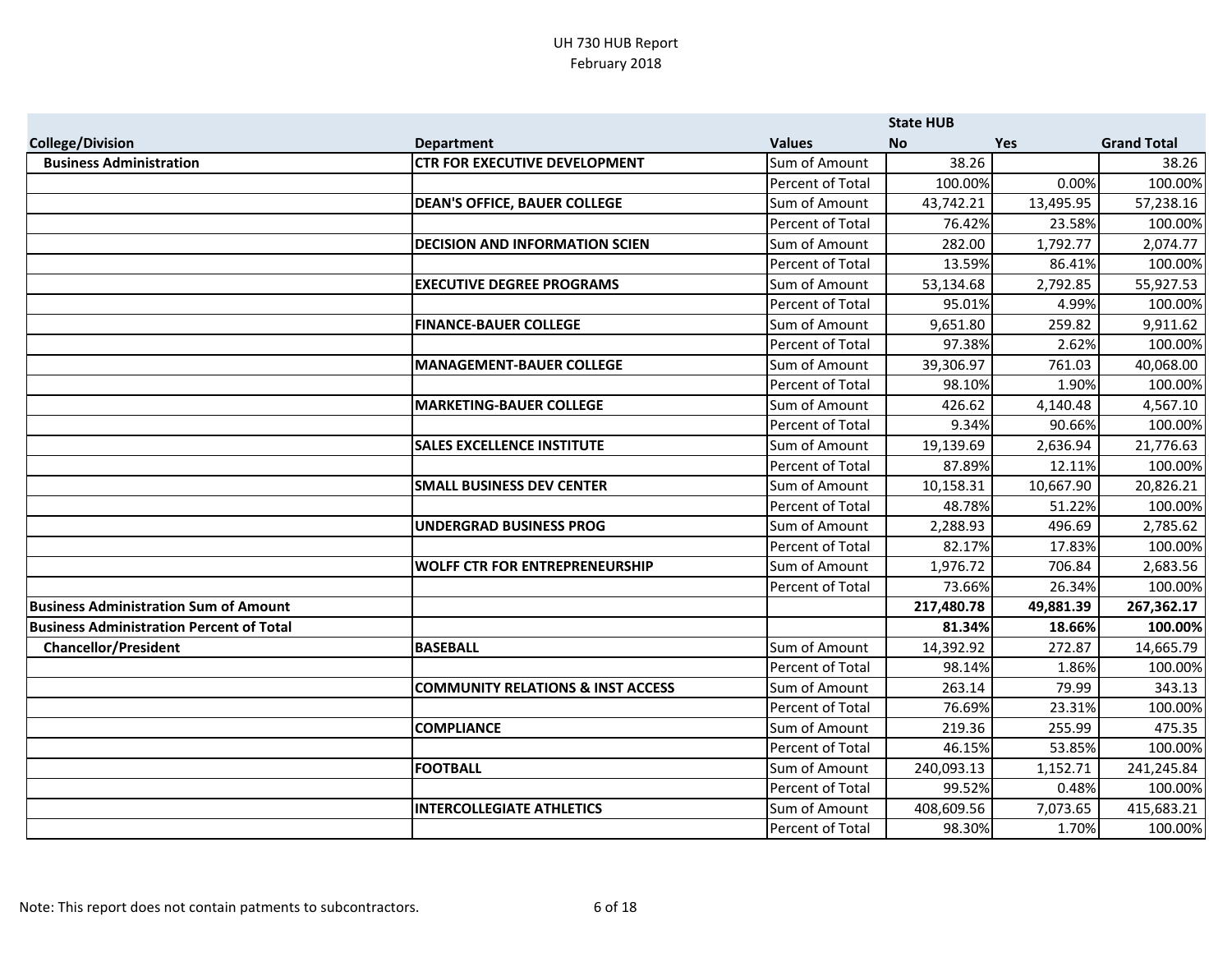# UH 730 HUB Report
## February 2018

| College/Division | Department | Values | State HUB No | Yes | Grand Total |
|---|---|---|---|---|---|
| **Business Administration** | **CTR FOR EXECUTIVE DEVELOPMENT** | Sum of Amount | 38.26 | | 38.26 |
| | | Percent of Total | 100.00% | 0.00% | 100.00% |
| | **DEAN'S OFFICE, BAUER COLLEGE** | Sum of Amount | 43,742.21 | 13,495.95 | 57,238.16 |
| | | Percent of Total | 76.42% | 23.58% | 100.00% |
| | **DECISION AND INFORMATION SCIEN** | Sum of Amount | 282.00 | 1,792.77 | 2,074.77 |
| | | Percent of Total | 13.59% | 86.41% | 100.00% |
| | **EXECUTIVE DEGREE PROGRAMS** | Sum of Amount | 53,134.68 | 2,792.85 | 55,927.53 |
| | | Percent of Total | 95.01% | 4.99% | 100.00% |
| | **FINANCE-BAUER COLLEGE** | Sum of Amount | 9,651.80 | 259.82 | 9,911.62 |
| | | Percent of Total | 97.38% | 2.62% | 100.00% |
| | **MANAGEMENT-BAUER COLLEGE** | Sum of Amount | 39,306.97 | 761.03 | 40,068.00 |
| | | Percent of Total | 98.10% | 1.90% | 100.00% |
| | **MARKETING-BAUER COLLEGE** | Sum of Amount | 426.62 | 4,140.48 | 4,567.10 |
| | | Percent of Total | 9.34% | 90.66% | 100.00% |
| | **SALES EXCELLENCE INSTITUTE** | Sum of Amount | 19,139.69 | 2,636.94 | 21,776.63 |
| | | Percent of Total | 87.89% | 12.11% | 100.00% |
| | **SMALL BUSINESS DEV CENTER** | Sum of Amount | 10,158.31 | 10,667.90 | 20,826.21 |
| | | Percent of Total | 48.78% | 51.22% | 100.00% |
| | **UNDERGRAD BUSINESS PROG** | Sum of Amount | 2,288.93 | 496.69 | 2,785.62 |
| | | Percent of Total | 82.17% | 17.83% | 100.00% |
| | **WOLFF CTR FOR ENTREPRENEURSHIP** | Sum of Amount | 1,976.72 | 706.84 | 2,683.56 |
| | | Percent of Total | 73.66% | 26.34% | 100.00% |
| **Business Administration Sum of Amount** | | | **217,480.78** | **49,881.39** | **267,362.17** |
| **Business Administration Percent of Total** | | | **81.34%** | **18.66%** | **100.00%** |
| **Chancellor/President** | **BASEBALL** | Sum of Amount | 14,392.92 | 272.87 | 14,665.79 |
| | | Percent of Total | 98.14% | 1.86% | 100.00% |
| | **COMMUNITY RELATIONS & INST ACCESS** | Sum of Amount | 263.14 | 79.99 | 343.13 |
| | | Percent of Total | 76.69% | 23.31% | 100.00% |
| | **COMPLIANCE** | Sum of Amount | 219.36 | 255.99 | 475.35 |
| | | Percent of Total | 46.15% | 53.85% | 100.00% |
| | **FOOTBALL** | Sum of Amount | 240,093.13 | 1,152.71 | 241,245.84 |
| | | Percent of Total | 99.52% | 0.48% | 100.00% |
| | **INTERCOLLEGIATE ATHLETICS** | Sum of Amount | 408,609.56 | 7,073.65 | 415,683.21 |
| | | Percent of Total | 98.30% | 1.70% | 100.00% |

Note: This report does not contain patments to subcontractors.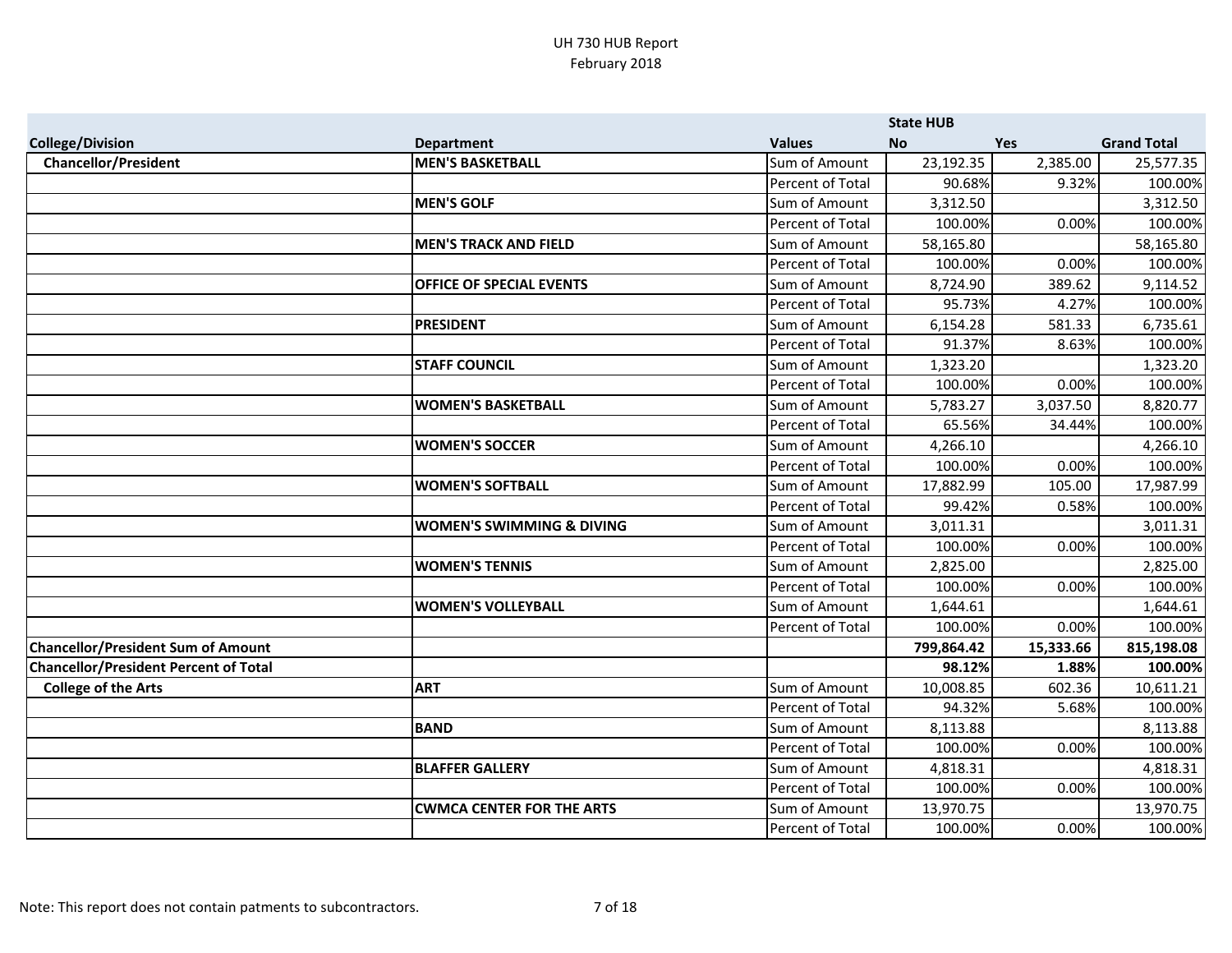UH 730 HUB Report
February 2018

| College/Division | Department | Values | State HUB No | Yes | Grand Total |
|---|---|---|---|---|---|
| **Chancellor/President** | **MEN'S BASKETBALL** | Sum of Amount | 23,192.35 | 2,385.00 | 25,577.35 |
| | | Percent of Total | 90.68% | 9.32% | 100.00% |
| | **MEN'S GOLF** | Sum of Amount | 3,312.50 | | 3,312.50 |
| | | Percent of Total | 100.00% | 0.00% | 100.00% |
| | **MEN'S TRACK AND FIELD** | Sum of Amount | 58,165.80 | | 58,165.80 |
| | | Percent of Total | 100.00% | 0.00% | 100.00% |
| | **OFFICE OF SPECIAL EVENTS** | Sum of Amount | 8,724.90 | 389.62 | 9,114.52 |
| | | Percent of Total | 95.73% | 4.27% | 100.00% |
| | **PRESIDENT** | Sum of Amount | 6,154.28 | 581.33 | 6,735.61 |
| | | Percent of Total | 91.37% | 8.63% | 100.00% |
| | **STAFF COUNCIL** | Sum of Amount | 1,323.20 | | 1,323.20 |
| | | Percent of Total | 100.00% | 0.00% | 100.00% |
| | **WOMEN'S BASKETBALL** | Sum of Amount | 5,783.27 | 3,037.50 | 8,820.77 |
| | | Percent of Total | 65.56% | 34.44% | 100.00% |
| | **WOMEN'S SOCCER** | Sum of Amount | 4,266.10 | | 4,266.10 |
| | | Percent of Total | 100.00% | 0.00% | 100.00% |
| | **WOMEN'S SOFTBALL** | Sum of Amount | 17,882.99 | 105.00 | 17,987.99 |
| | | Percent of Total | 99.42% | 0.58% | 100.00% |
| | **WOMEN'S SWIMMING & DIVING** | Sum of Amount | 3,011.31 | | 3,011.31 |
| | | Percent of Total | 100.00% | 0.00% | 100.00% |
| | **WOMEN'S TENNIS** | Sum of Amount | 2,825.00 | | 2,825.00 |
| | | Percent of Total | 100.00% | 0.00% | 100.00% |
| | **WOMEN'S VOLLEYBALL** | Sum of Amount | 1,644.61 | | 1,644.61 |
| | | Percent of Total | 100.00% | 0.00% | 100.00% |
| **Chancellor/President Sum of Amount** | | | **799,864.42** | **15,333.66** | **815,198.08** |
| **Chancellor/President Percent of Total** | | | **98.12%** | **1.88%** | **100.00%** |
| **College of the Arts** | **ART** | Sum of Amount | 10,008.85 | 602.36 | 10,611.21 |
| | | Percent of Total | 94.32% | 5.68% | 100.00% |
| | **BAND** | Sum of Amount | 8,113.88 | | 8,113.88 |
| | | Percent of Total | 100.00% | 0.00% | 100.00% |
| | **BLAFFER GALLERY** | Sum of Amount | 4,818.31 | | 4,818.31 |
| | | Percent of Total | 100.00% | 0.00% | 100.00% |
| | **CWMCA CENTER FOR THE ARTS** | Sum of Amount | 13,970.75 | | 13,970.75 |
| | | Percent of Total | 100.00% | 0.00% | 100.00% |

Note: This report does not contain patments to subcontractors.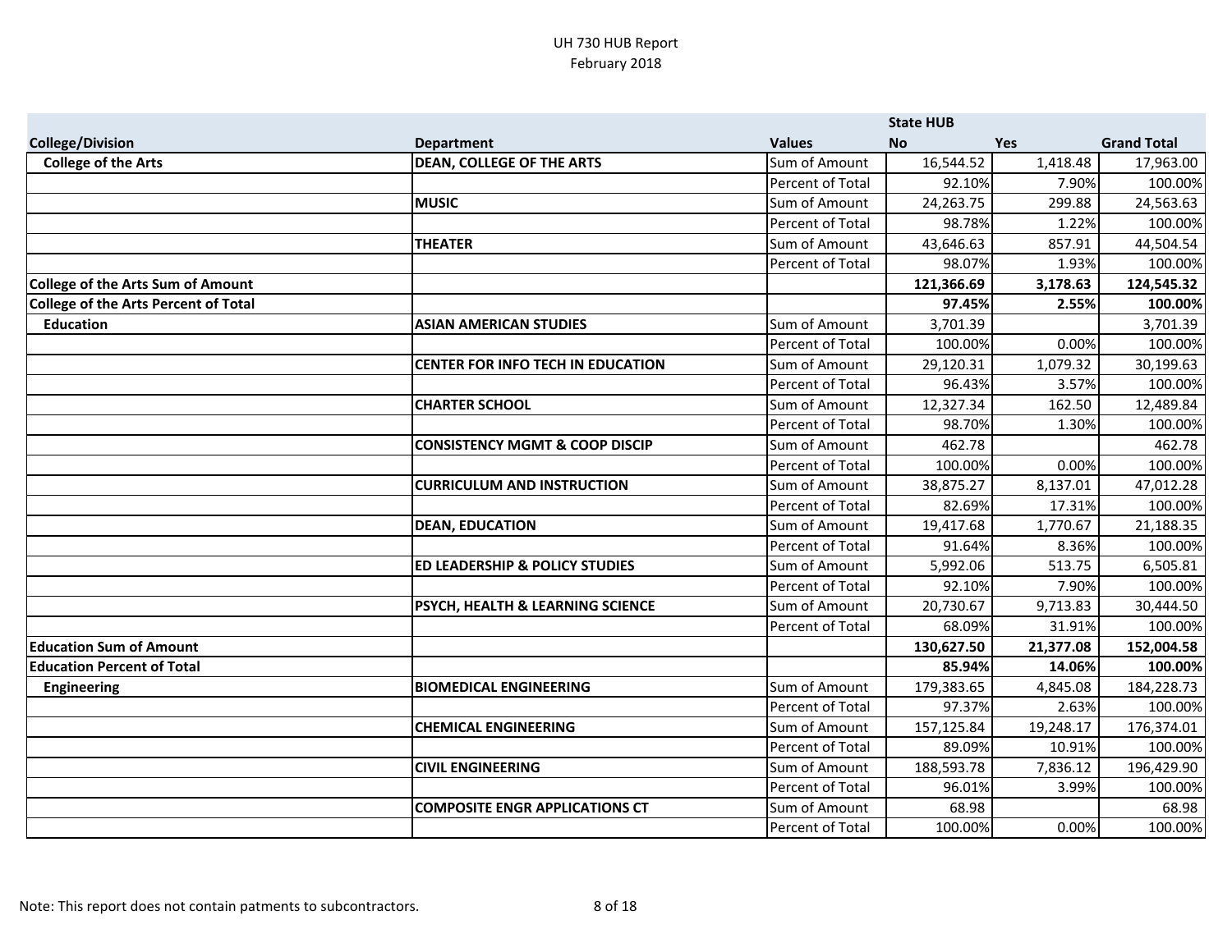UH 730 HUB Report
February 2018

| College/Division | Department | Values | State HUB No | Yes | Grand Total |
|---|---|---|---|---|---|
| **College of the Arts** | **DEAN, COLLEGE OF THE ARTS** | Sum of Amount | 16,544.52 | 1,418.48 | 17,963.00 |
| | | Percent of Total | 92.10% | 7.90% | 100.00% |
| | **MUSIC** | Sum of Amount | 24,263.75 | 299.88 | 24,563.63 |
| | | Percent of Total | 98.78% | 1.22% | 100.00% |
| | **THEATER** | Sum of Amount | 43,646.63 | 857.91 | 44,504.54 |
| | | Percent of Total | 98.07% | 1.93% | 100.00% |
| **College of the Arts Sum of Amount** | | | **121,366.69** | **3,178.63** | **124,545.32** |
| **College of the Arts Percent of Total** | | | **97.45%** | **2.55%** | **100.00%** |
| **Education** | **ASIAN AMERICAN STUDIES** | Sum of Amount | 3,701.39 | | 3,701.39 |
| | | Percent of Total | 100.00% | 0.00% | 100.00% |
| | **CENTER FOR INFO TECH IN EDUCATION** | Sum of Amount | 29,120.31 | 1,079.32 | 30,199.63 |
| | | Percent of Total | 96.43% | 3.57% | 100.00% |
| | **CHARTER SCHOOL** | Sum of Amount | 12,327.34 | 162.50 | 12,489.84 |
| | | Percent of Total | 98.70% | 1.30% | 100.00% |
| | **CONSISTENCY MGMT & COOP DISCIP** | Sum of Amount | 462.78 | | 462.78 |
| | | Percent of Total | 100.00% | 0.00% | 100.00% |
| | **CURRICULUM AND INSTRUCTION** | Sum of Amount | 38,875.27 | 8,137.01 | 47,012.28 |
| | | Percent of Total | 82.69% | 17.31% | 100.00% |
| | **DEAN, EDUCATION** | Sum of Amount | 19,417.68 | 1,770.67 | 21,188.35 |
| | | Percent of Total | 91.64% | 8.36% | 100.00% |
| | **ED LEADERSHIP & POLICY STUDIES** | Sum of Amount | 5,992.06 | 513.75 | 6,505.81 |
| | | Percent of Total | 92.10% | 7.90% | 100.00% |
| | **PSYCH, HEALTH & LEARNING SCIENCE** | Sum of Amount | 20,730.67 | 9,713.83 | 30,444.50 |
| | | Percent of Total | 68.09% | 31.91% | 100.00% |
| **Education Sum of Amount** | | | **130,627.50** | **21,377.08** | **152,004.58** |
| **Education Percent of Total** | | | **85.94%** | **14.06%** | **100.00%** |
| **Engineering** | **BIOMEDICAL ENGINEERING** | Sum of Amount | 179,383.65 | 4,845.08 | 184,228.73 |
| | | Percent of Total | 97.37% | 2.63% | 100.00% |
| | **CHEMICAL ENGINEERING** | Sum of Amount | 157,125.84 | 19,248.17 | 176,374.01 |
| | | Percent of Total | 89.09% | 10.91% | 100.00% |
| | **CIVIL ENGINEERING** | Sum of Amount | 188,593.78 | 7,836.12 | 196,429.90 |
| | | Percent of Total | 96.01% | 3.99% | 100.00% |
| | **COMPOSITE ENGR APPLICATIONS CT** | Sum of Amount | 68.98 | | 68.98 |
| | | Percent of Total | 100.00% | 0.00% | 100.00% |

Note: This report does not contain patments to subcontractors.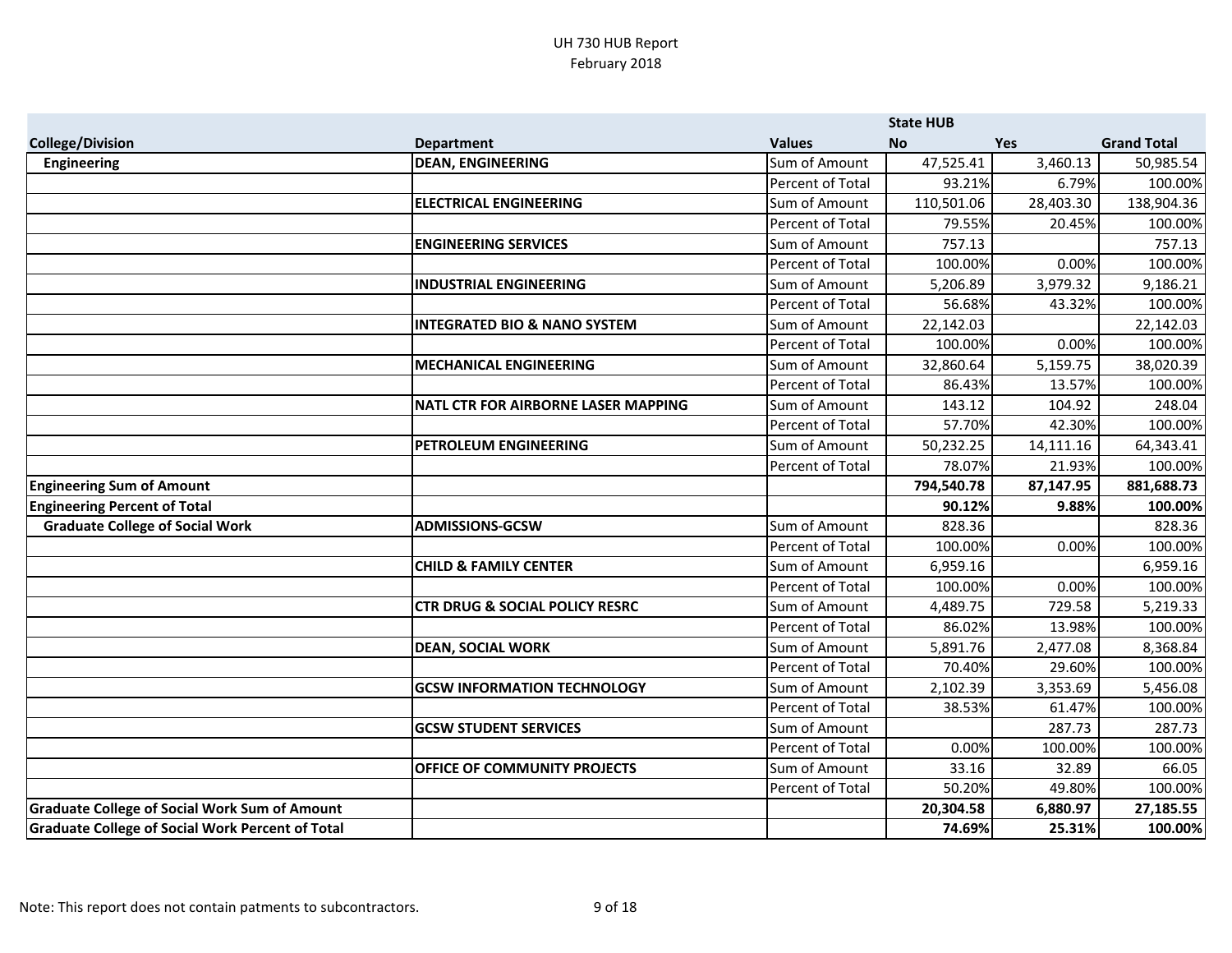UH 730 HUB Report
February 2018

| College/Division | Department | Values | State HUB No | Yes | Grand Total |
|---|---|---|---|---|---|
| **Engineering** | **DEAN, ENGINEERING** | Sum of Amount | 47,525.41 | 3,460.13 | 50,985.54 |
| | | Percent of Total | 93.21% | 6.79% | 100.00% |
| | **ELECTRICAL ENGINEERING** | Sum of Amount | 110,501.06 | 28,403.30 | 138,904.36 |
| | | Percent of Total | 79.55% | 20.45% | 100.00% |
| | **ENGINEERING SERVICES** | Sum of Amount | 757.13 | | 757.13 |
| | | Percent of Total | 100.00% | 0.00% | 100.00% |
| | **INDUSTRIAL ENGINEERING** | Sum of Amount | 5,206.89 | 3,979.32 | 9,186.21 |
| | | Percent of Total | 56.68% | 43.32% | 100.00% |
| | **INTEGRATED BIO & NANO SYSTEM** | Sum of Amount | 22,142.03 | | 22,142.03 |
| | | Percent of Total | 100.00% | 0.00% | 100.00% |
| | **MECHANICAL ENGINEERING** | Sum of Amount | 32,860.64 | 5,159.75 | 38,020.39 |
| | | Percent of Total | 86.43% | 13.57% | 100.00% |
| | **NATL CTR FOR AIRBORNE LASER MAPPING** | Sum of Amount | 143.12 | 104.92 | 248.04 |
| | | Percent of Total | 57.70% | 42.30% | 100.00% |
| | **PETROLEUM ENGINEERING** | Sum of Amount | 50,232.25 | 14,111.16 | 64,343.41 |
| | | Percent of Total | 78.07% | 21.93% | 100.00% |
| **Engineering Sum of Amount** | | | **794,540.78** | **87,147.95** | **881,688.73** |
| **Engineering Percent of Total** | | | **90.12%** | **9.88%** | **100.00%** |
| **Graduate College of Social Work** | **ADMISSIONS-GCSW** | Sum of Amount | 828.36 | | 828.36 |
| | | Percent of Total | 100.00% | 0.00% | 100.00% |
| | **CHILD & FAMILY CENTER** | Sum of Amount | 6,959.16 | | 6,959.16 |
| | | Percent of Total | 100.00% | 0.00% | 100.00% |
| | **CTR DRUG & SOCIAL POLICY RESRC** | Sum of Amount | 4,489.75 | 729.58 | 5,219.33 |
| | | Percent of Total | 86.02% | 13.98% | 100.00% |
| | **DEAN, SOCIAL WORK** | Sum of Amount | 5,891.76 | 2,477.08 | 8,368.84 |
| | | Percent of Total | 70.40% | 29.60% | 100.00% |
| | **GCSW INFORMATION TECHNOLOGY** | Sum of Amount | 2,102.39 | 3,353.69 | 5,456.08 |
| | | Percent of Total | 38.53% | 61.47% | 100.00% |
| | **GCSW STUDENT SERVICES** | Sum of Amount | | 287.73 | 287.73 |
| | | Percent of Total | 0.00% | 100.00% | 100.00% |
| | **OFFICE OF COMMUNITY PROJECTS** | Sum of Amount | 33.16 | 32.89 | 66.05 |
| | | Percent of Total | 50.20% | 49.80% | 100.00% |
| **Graduate College of Social Work Sum of Amount** | | | **20,304.58** | **6,880.97** | **27,185.55** |
| **Graduate College of Social Work Percent of Total** | | | **74.69%** | **25.31%** | **100.00%** |

Note: This report does not contain patments to subcontractors.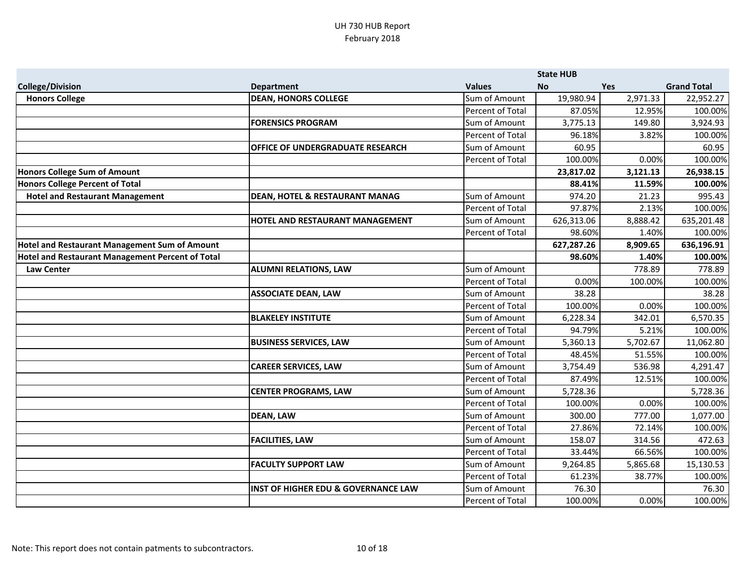# UH 730 HUB Report
February 2018

| College/Division | Department | Values | State HUB No | Yes | Grand Total |
|---|---|---|---|---|---|
| **Honors College** | **DEAN, HONORS COLLEGE** | Sum of Amount | 19,980.94 | 2,971.33 | 22,952.27 |
| | | Percent of Total | 87.05% | 12.95% | 100.00% |
| | **FORENSICS PROGRAM** | Sum of Amount | 3,775.13 | 149.80 | 3,924.93 |
| | | Percent of Total | 96.18% | 3.82% | 100.00% |
| | **OFFICE OF UNDERGRADUATE RESEARCH** | Sum of Amount | 60.95 | | 60.95 |
| | | Percent of Total | 100.00% | 0.00% | 100.00% |
| **Honors College Sum of Amount** | | | **23,817.02** | **3,121.13** | **26,938.15** |
| **Honors College Percent of Total** | | | **88.41%** | **11.59%** | **100.00%** |
| **Hotel and Restaurant Management** | **DEAN, HOTEL & RESTAURANT MANAG** | Sum of Amount | 974.20 | 21.23 | 995.43 |
| | | Percent of Total | 97.87% | 2.13% | 100.00% |
| | **HOTEL AND RESTAURANT MANAGEMENT** | Sum of Amount | 626,313.06 | 8,888.42 | 635,201.48 |
| | | Percent of Total | 98.60% | 1.40% | 100.00% |
| **Hotel and Restaurant Management Sum of Amount** | | | **627,287.26** | **8,909.65** | **636,196.91** |
| **Hotel and Restaurant Management Percent of Total** | | | **98.60%** | **1.40%** | **100.00%** |
| **Law Center** | **ALUMNI RELATIONS, LAW** | Sum of Amount | | 778.89 | 778.89 |
| | | Percent of Total | 0.00% | 100.00% | 100.00% |
| | **ASSOCIATE DEAN, LAW** | Sum of Amount | 38.28 | | 38.28 |
| | | Percent of Total | 100.00% | 0.00% | 100.00% |
| | **BLAKELEY INSTITUTE** | Sum of Amount | 6,228.34 | 342.01 | 6,570.35 |
| | | Percent of Total | 94.79% | 5.21% | 100.00% |
| | **BUSINESS SERVICES, LAW** | Sum of Amount | 5,360.13 | 5,702.67 | 11,062.80 |
| | | Percent of Total | 48.45% | 51.55% | 100.00% |
| | **CAREER SERVICES, LAW** | Sum of Amount | 3,754.49 | 536.98 | 4,291.47 |
| | | Percent of Total | 87.49% | 12.51% | 100.00% |
| | **CENTER PROGRAMS, LAW** | Sum of Amount | 5,728.36 | | 5,728.36 |
| | | Percent of Total | 100.00% | 0.00% | 100.00% |
| | **DEAN, LAW** | Sum of Amount | 300.00 | 777.00 | 1,077.00 |
| | | Percent of Total | 27.86% | 72.14% | 100.00% |
| | **FACILITIES, LAW** | Sum of Amount | 158.07 | 314.56 | 472.63 |
| | | Percent of Total | 33.44% | 66.56% | 100.00% |
| | **FACULTY SUPPORT LAW** | Sum of Amount | 9,264.85 | 5,865.68 | 15,130.53 |
| | | Percent of Total | 61.23% | 38.77% | 100.00% |
| | **INST OF HIGHER EDU & GOVERNANCE LAW** | Sum of Amount | 76.30 | | 76.30 |
| | | Percent of Total | 100.00% | 0.00% | 100.00% |

Note: This report does not contain patments to subcontractors.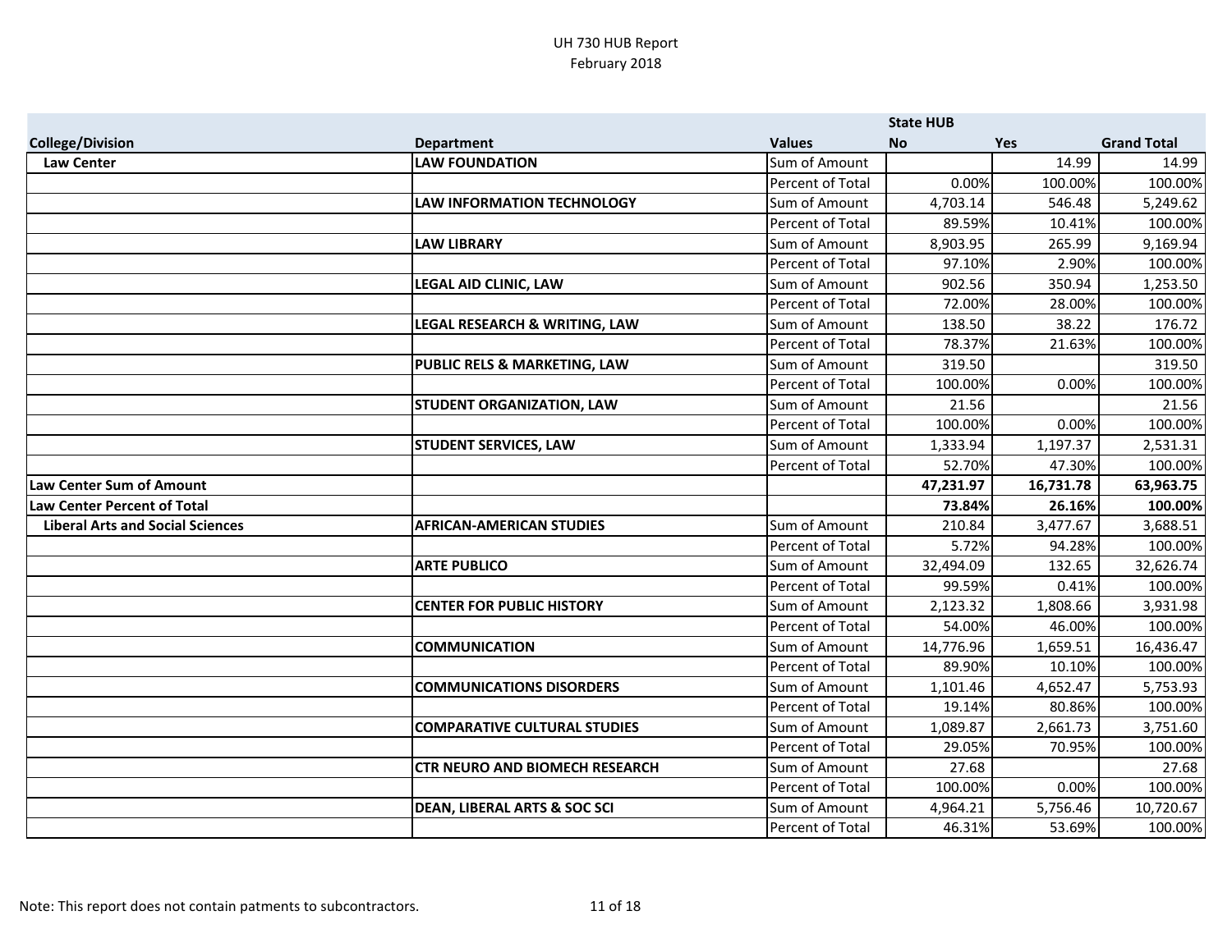UH 730 HUB Report
February 2018

| College/Division | Department | Values | State HUB No | Yes | Grand Total |
|---|---|---|---|---|---|
| **Law Center** | **LAW FOUNDATION** | Sum of Amount | | 14.99 | 14.99 |
| | | Percent of Total | 0.00% | 100.00% | 100.00% |
| | **LAW INFORMATION TECHNOLOGY** | Sum of Amount | 4,703.14 | 546.48 | 5,249.62 |
| | | Percent of Total | 89.59% | 10.41% | 100.00% |
| | **LAW LIBRARY** | Sum of Amount | 8,903.95 | 265.99 | 9,169.94 |
| | | Percent of Total | 97.10% | 2.90% | 100.00% |
| | **LEGAL AID CLINIC, LAW** | Sum of Amount | 902.56 | 350.94 | 1,253.50 |
| | | Percent of Total | 72.00% | 28.00% | 100.00% |
| | **LEGAL RESEARCH & WRITING, LAW** | Sum of Amount | 138.50 | 38.22 | 176.72 |
| | | Percent of Total | 78.37% | 21.63% | 100.00% |
| | **PUBLIC RELS & MARKETING, LAW** | Sum of Amount | 319.50 | | 319.50 |
| | | Percent of Total | 100.00% | 0.00% | 100.00% |
| | **STUDENT ORGANIZATION, LAW** | Sum of Amount | 21.56 | | 21.56 |
| | | Percent of Total | 100.00% | 0.00% | 100.00% |
| | **STUDENT SERVICES, LAW** | Sum of Amount | 1,333.94 | 1,197.37 | 2,531.31 |
| | | Percent of Total | 52.70% | 47.30% | 100.00% |
| **Law Center Sum of Amount** | | | **47,231.97** | **16,731.78** | **63,963.75** |
| **Law Center Percent of Total** | | | **73.84%** | **26.16%** | **100.00%** |
| **Liberal Arts and Social Sciences** | **AFRICAN-AMERICAN STUDIES** | Sum of Amount | 210.84 | 3,477.67 | 3,688.51 |
| | | Percent of Total | 5.72% | 94.28% | 100.00% |
| | **ARTE PUBLICO** | Sum of Amount | 32,494.09 | 132.65 | 32,626.74 |
| | | Percent of Total | 99.59% | 0.41% | 100.00% |
| | **CENTER FOR PUBLIC HISTORY** | Sum of Amount | 2,123.32 | 1,808.66 | 3,931.98 |
| | | Percent of Total | 54.00% | 46.00% | 100.00% |
| | **COMMUNICATION** | Sum of Amount | 14,776.96 | 1,659.51 | 16,436.47 |
| | | Percent of Total | 89.90% | 10.10% | 100.00% |
| | **COMMUNICATIONS DISORDERS** | Sum of Amount | 1,101.46 | 4,652.47 | 5,753.93 |
| | | Percent of Total | 19.14% | 80.86% | 100.00% |
| | **COMPARATIVE CULTURAL STUDIES** | Sum of Amount | 1,089.87 | 2,661.73 | 3,751.60 |
| | | Percent of Total | 29.05% | 70.95% | 100.00% |
| | **CTR NEURO AND BIOMECH RESEARCH** | Sum of Amount | 27.68 | | 27.68 |
| | | Percent of Total | 100.00% | 0.00% | 100.00% |
| | **DEAN, LIBERAL ARTS & SOC SCI** | Sum of Amount | 4,964.21 | 5,756.46 | 10,720.67 |
| | | Percent of Total | 46.31% | 53.69% | 100.00% |

Note: This report does not contain patments to subcontractors.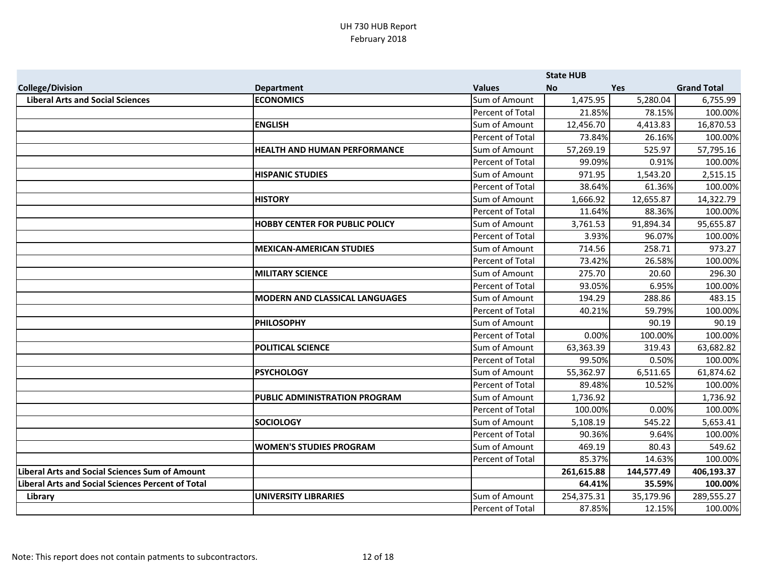UH 730 HUB Report
February 2018

| | | | State HUB | | |
|---|---|---|---|---|---|
| **College/Division** | **Department** | **Values** | **No** | **Yes** | **Grand Total** |
| **Liberal Arts and Social Sciences** | **ECONOMICS** | Sum of Amount | 1,475.95 | 5,280.04 | 6,755.99 |
| | | Percent of Total | 21.85% | 78.15% | 100.00% |
| | **ENGLISH** | Sum of Amount | 12,456.70 | 4,413.83 | 16,870.53 |
| | | Percent of Total | 73.84% | 26.16% | 100.00% |
| | **HEALTH AND HUMAN PERFORMANCE** | Sum of Amount | 57,269.19 | 525.97 | 57,795.16 |
| | | Percent of Total | 99.09% | 0.91% | 100.00% |
| | **HISPANIC STUDIES** | Sum of Amount | 971.95 | 1,543.20 | 2,515.15 |
| | | Percent of Total | 38.64% | 61.36% | 100.00% |
| | **HISTORY** | Sum of Amount | 1,666.92 | 12,655.87 | 14,322.79 |
| | | Percent of Total | 11.64% | 88.36% | 100.00% |
| | **HOBBY CENTER FOR PUBLIC POLICY** | Sum of Amount | 3,761.53 | 91,894.34 | 95,655.87 |
| | | Percent of Total | 3.93% | 96.07% | 100.00% |
| | **MEXICAN-AMERICAN STUDIES** | Sum of Amount | 714.56 | 258.71 | 973.27 |
| | | Percent of Total | 73.42% | 26.58% | 100.00% |
| | **MILITARY SCIENCE** | Sum of Amount | 275.70 | 20.60 | 296.30 |
| | | Percent of Total | 93.05% | 6.95% | 100.00% |
| | **MODERN AND CLASSICAL LANGUAGES** | Sum of Amount | 194.29 | 288.86 | 483.15 |
| | | Percent of Total | 40.21% | 59.79% | 100.00% |
| | **PHILOSOPHY** | Sum of Amount | | 90.19 | 90.19 |
| | | Percent of Total | 0.00% | 100.00% | 100.00% |
| | **POLITICAL SCIENCE** | Sum of Amount | 63,363.39 | 319.43 | 63,682.82 |
| | | Percent of Total | 99.50% | 0.50% | 100.00% |
| | **PSYCHOLOGY** | Sum of Amount | 55,362.97 | 6,511.65 | 61,874.62 |
| | | Percent of Total | 89.48% | 10.52% | 100.00% |
| | **PUBLIC ADMINISTRATION PROGRAM** | Sum of Amount | 1,736.92 | | 1,736.92 |
| | | Percent of Total | 100.00% | 0.00% | 100.00% |
| | **SOCIOLOGY** | Sum of Amount | 5,108.19 | 545.22 | 5,653.41 |
| | | Percent of Total | 90.36% | 9.64% | 100.00% |
| | **WOMEN'S STUDIES PROGRAM** | Sum of Amount | 469.19 | 80.43 | 549.62 |
| | | Percent of Total | 85.37% | 14.63% | 100.00% |
| **Liberal Arts and Social Sciences Sum of Amount** | | | **261,615.88** | **144,577.49** | **406,193.37** |
| **Liberal Arts and Social Sciences Percent of Total** | | | **64.41%** | **35.59%** | **100.00%** |
| **Library** | **UNIVERSITY LIBRARIES** | Sum of Amount | 254,375.31 | 35,179.96 | 289,555.27 |
| | | Percent of Total | 87.85% | 12.15% | 100.00% |

Note: This report does not contain patments to subcontractors.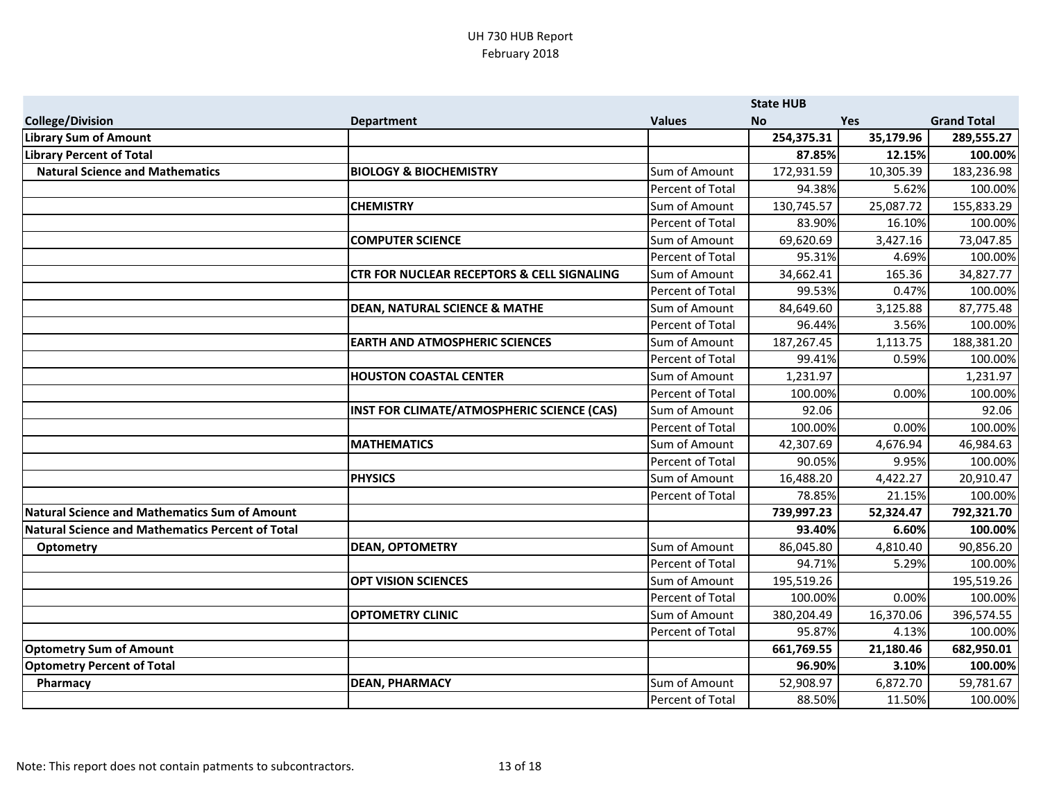UH 730 HUB Report
February 2018

| College/Division | Department | Values | State HUB No | Yes | Grand Total |
|---|---|---|---|---|---|
| **Library Sum of Amount** | | | **254,375.31** | **35,179.96** | **289,555.27** |
| **Library Percent of Total** | | | **87.85%** | **12.15%** | **100.00%** |
| **Natural Science and Mathematics** | **BIOLOGY & BIOCHEMISTRY** | Sum of Amount | 172,931.59 | 10,305.39 | 183,236.98 |
| | | Percent of Total | 94.38% | 5.62% | 100.00% |
| | **CHEMISTRY** | Sum of Amount | 130,745.57 | 25,087.72 | 155,833.29 |
| | | Percent of Total | 83.90% | 16.10% | 100.00% |
| | **COMPUTER SCIENCE** | Sum of Amount | 69,620.69 | 3,427.16 | 73,047.85 |
| | | Percent of Total | 95.31% | 4.69% | 100.00% |
| | **CTR FOR NUCLEAR RECEPTORS & CELL SIGNALING** | Sum of Amount | 34,662.41 | 165.36 | 34,827.77 |
| | | Percent of Total | 99.53% | 0.47% | 100.00% |
| | **DEAN, NATURAL SCIENCE & MATHE** | Sum of Amount | 84,649.60 | 3,125.88 | 87,775.48 |
| | | Percent of Total | 96.44% | 3.56% | 100.00% |
| | **EARTH AND ATMOSPHERIC SCIENCES** | Sum of Amount | 187,267.45 | 1,113.75 | 188,381.20 |
| | | Percent of Total | 99.41% | 0.59% | 100.00% |
| | **HOUSTON COASTAL CENTER** | Sum of Amount | 1,231.97 | | 1,231.97 |
| | | Percent of Total | 100.00% | 0.00% | 100.00% |
| | **INST FOR CLIMATE/ATMOSPHERIC SCIENCE (CAS)** | Sum of Amount | 92.06 | | 92.06 |
| | | Percent of Total | 100.00% | 0.00% | 100.00% |
| | **MATHEMATICS** | Sum of Amount | 42,307.69 | 4,676.94 | 46,984.63 |
| | | Percent of Total | 90.05% | 9.95% | 100.00% |
| | **PHYSICS** | Sum of Amount | 16,488.20 | 4,422.27 | 20,910.47 |
| | | Percent of Total | 78.85% | 21.15% | 100.00% |
| **Natural Science and Mathematics Sum of Amount** | | | **739,997.23** | **52,324.47** | **792,321.70** |
| **Natural Science and Mathematics Percent of Total** | | | **93.40%** | **6.60%** | **100.00%** |
| **Optometry** | **DEAN, OPTOMETRY** | Sum of Amount | 86,045.80 | 4,810.40 | 90,856.20 |
| | | Percent of Total | 94.71% | 5.29% | 100.00% |
| | **OPT VISION SCIENCES** | Sum of Amount | 195,519.26 | | 195,519.26 |
| | | Percent of Total | 100.00% | 0.00% | 100.00% |
| | **OPTOMETRY CLINIC** | Sum of Amount | 380,204.49 | 16,370.06 | 396,574.55 |
| | | Percent of Total | 95.87% | 4.13% | 100.00% |
| **Optometry Sum of Amount** | | | **661,769.55** | **21,180.46** | **682,950.01** |
| **Optometry Percent of Total** | | | **96.90%** | **3.10%** | **100.00%** |
| **Pharmacy** | **DEAN, PHARMACY** | Sum of Amount | 52,908.97 | 6,872.70 | 59,781.67 |
| | | Percent of Total | 88.50% | 11.50% | 100.00% |

Note: This report does not contain patments to subcontractors.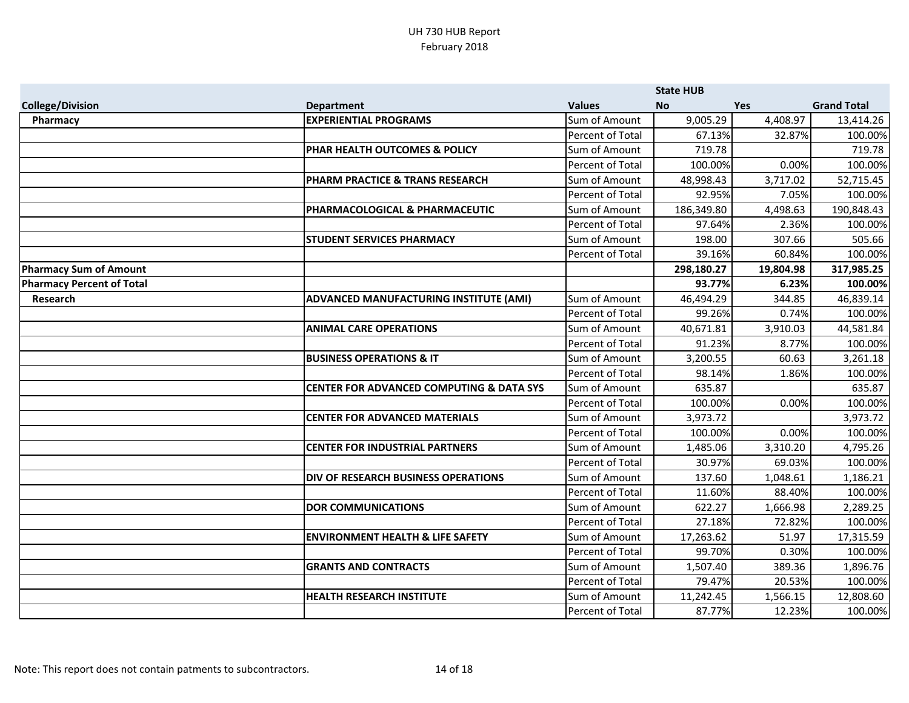UH 730 HUB Report
February 2018

| College/Division | Department | Values | State HUB No | Yes | Grand Total |
|---|---|---|---|---|---|
| Pharmacy | EXPERIENTIAL PROGRAMS | Sum of Amount | 9,005.29 | 4,408.97 | 13,414.26 |
| | | Percent of Total | 67.13% | 32.87% | 100.00% |
| | PHAR HEALTH OUTCOMES & POLICY | Sum of Amount | 719.78 | | 719.78 |
| | | Percent of Total | 100.00% | 0.00% | 100.00% |
| | PHARM PRACTICE & TRANS RESEARCH | Sum of Amount | 48,998.43 | 3,717.02 | 52,715.45 |
| | | Percent of Total | 92.95% | 7.05% | 100.00% |
| | PHARMACOLOGICAL & PHARMACEUTIC | Sum of Amount | 186,349.80 | 4,498.63 | 190,848.43 |
| | | Percent of Total | 97.64% | 2.36% | 100.00% |
| | STUDENT SERVICES PHARMACY | Sum of Amount | 198.00 | 307.66 | 505.66 |
| | | Percent of Total | 39.16% | 60.84% | 100.00% |
| **Pharmacy Sum of Amount** | | | **298,180.27** | **19,804.98** | **317,985.25** |
| **Pharmacy Percent of Total** | | | **93.77%** | **6.23%** | **100.00%** |
| Research | ADVANCED MANUFACTURING INSTITUTE (AMI) | Sum of Amount | 46,494.29 | 344.85 | 46,839.14 |
| | | Percent of Total | 99.26% | 0.74% | 100.00% |
| | ANIMAL CARE OPERATIONS | Sum of Amount | 40,671.81 | 3,910.03 | 44,581.84 |
| | | Percent of Total | 91.23% | 8.77% | 100.00% |
| | BUSINESS OPERATIONS & IT | Sum of Amount | 3,200.55 | 60.63 | 3,261.18 |
| | | Percent of Total | 98.14% | 1.86% | 100.00% |
| | CENTER FOR ADVANCED COMPUTING & DATA SYS | Sum of Amount | 635.87 | | 635.87 |
| | | Percent of Total | 100.00% | 0.00% | 100.00% |
| | CENTER FOR ADVANCED MATERIALS | Sum of Amount | 3,973.72 | | 3,973.72 |
| | | Percent of Total | 100.00% | 0.00% | 100.00% |
| | CENTER FOR INDUSTRIAL PARTNERS | Sum of Amount | 1,485.06 | 3,310.20 | 4,795.26 |
| | | Percent of Total | 30.97% | 69.03% | 100.00% |
| | DIV OF RESEARCH BUSINESS OPERATIONS | Sum of Amount | 137.60 | 1,048.61 | 1,186.21 |
| | | Percent of Total | 11.60% | 88.40% | 100.00% |
| | DOR COMMUNICATIONS | Sum of Amount | 622.27 | 1,666.98 | 2,289.25 |
| | | Percent of Total | 27.18% | 72.82% | 100.00% |
| | ENVIRONMENT HEALTH & LIFE SAFETY | Sum of Amount | 17,263.62 | 51.97 | 17,315.59 |
| | | Percent of Total | 99.70% | 0.30% | 100.00% |
| | GRANTS AND CONTRACTS | Sum of Amount | 1,507.40 | 389.36 | 1,896.76 |
| | | Percent of Total | 79.47% | 20.53% | 100.00% |
| | HEALTH RESEARCH INSTITUTE | Sum of Amount | 11,242.45 | 1,566.15 | 12,808.60 |
| | | Percent of Total | 87.77% | 12.23% | 100.00% |

Note: This report does not contain patments to subcontractors.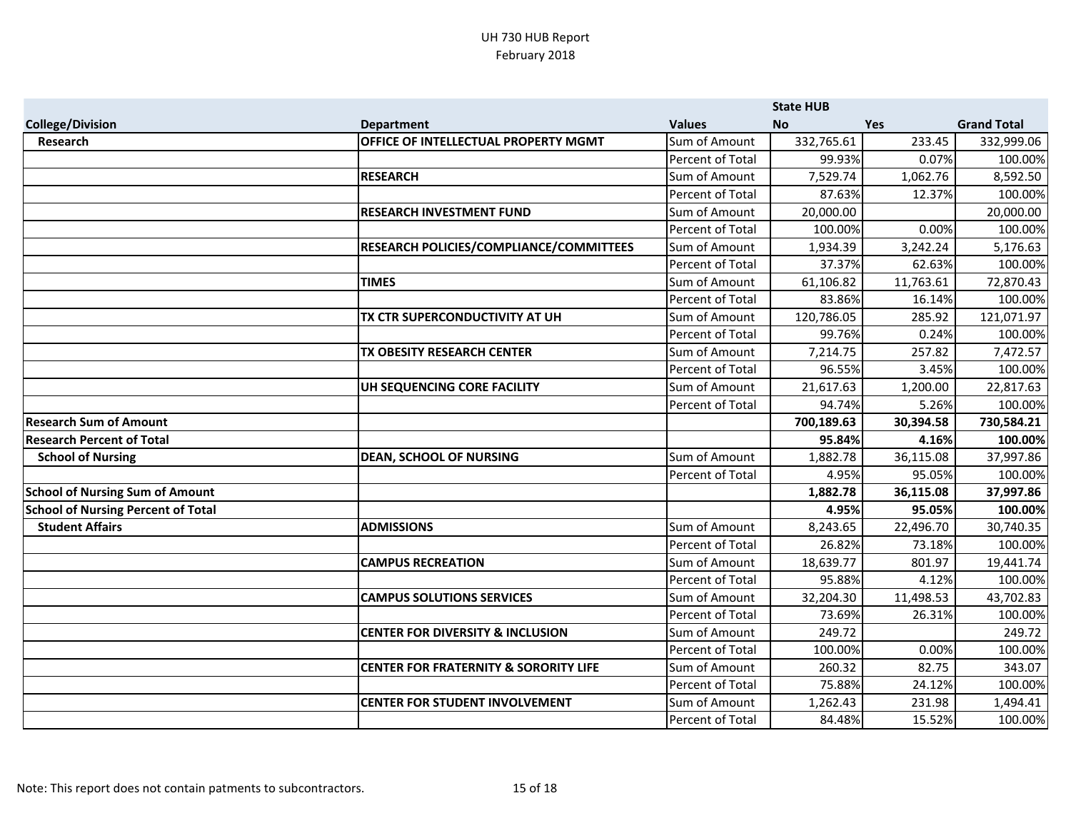# UH 730 HUB Report
February 2018

| College/Division | Department | Values | State HUB No | Yes | Grand Total |
|---|---|---|---|---|---|
| **Research** | **OFFICE OF INTELLECTUAL PROPERTY MGMT** | Sum of Amount | 332,765.61 | 233.45 | 332,999.06 |
| | | Percent of Total | 99.93% | 0.07% | 100.00% |
| | **RESEARCH** | Sum of Amount | 7,529.74 | 1,062.76 | 8,592.50 |
| | | Percent of Total | 87.63% | 12.37% | 100.00% |
| | **RESEARCH INVESTMENT FUND** | Sum of Amount | 20,000.00 | | 20,000.00 |
| | | Percent of Total | 100.00% | 0.00% | 100.00% |
| | **RESEARCH POLICIES/COMPLIANCE/COMMITTEES** | Sum of Amount | 1,934.39 | 3,242.24 | 5,176.63 |
| | | Percent of Total | 37.37% | 62.63% | 100.00% |
| | **TIMES** | Sum of Amount | 61,106.82 | 11,763.61 | 72,870.43 |
| | | Percent of Total | 83.86% | 16.14% | 100.00% |
| | **TX CTR SUPERCONDUCTIVITY AT UH** | Sum of Amount | 120,786.05 | 285.92 | 121,071.97 |
| | | Percent of Total | 99.76% | 0.24% | 100.00% |
| | **TX OBESITY RESEARCH CENTER** | Sum of Amount | 7,214.75 | 257.82 | 7,472.57 |
| | | Percent of Total | 96.55% | 3.45% | 100.00% |
| | **UH SEQUENCING CORE FACILITY** | Sum of Amount | 21,617.63 | 1,200.00 | 22,817.63 |
| | | Percent of Total | 94.74% | 5.26% | 100.00% |
| **Research Sum of Amount** | | | **700,189.63** | **30,394.58** | **730,584.21** |
| **Research Percent of Total** | | | **95.84%** | **4.16%** | **100.00%** |
| **School of Nursing** | **DEAN, SCHOOL OF NURSING** | Sum of Amount | 1,882.78 | 36,115.08 | 37,997.86 |
| | | Percent of Total | 4.95% | 95.05% | 100.00% |
| **School of Nursing Sum of Amount** | | | **1,882.78** | **36,115.08** | **37,997.86** |
| **School of Nursing Percent of Total** | | | **4.95%** | **95.05%** | **100.00%** |
| **Student Affairs** | **ADMISSIONS** | Sum of Amount | 8,243.65 | 22,496.70 | 30,740.35 |
| | | Percent of Total | 26.82% | 73.18% | 100.00% |
| | **CAMPUS RECREATION** | Sum of Amount | 18,639.77 | 801.97 | 19,441.74 |
| | | Percent of Total | 95.88% | 4.12% | 100.00% |
| | **CAMPUS SOLUTIONS SERVICES** | Sum of Amount | 32,204.30 | 11,498.53 | 43,702.83 |
| | | Percent of Total | 73.69% | 26.31% | 100.00% |
| | **CENTER FOR DIVERSITY & INCLUSION** | Sum of Amount | 249.72 | | 249.72 |
| | | Percent of Total | 100.00% | 0.00% | 100.00% |
| | **CENTER FOR FRATERNITY & SORORITY LIFE** | Sum of Amount | 260.32 | 82.75 | 343.07 |
| | | Percent of Total | 75.88% | 24.12% | 100.00% |
| | **CENTER FOR STUDENT INVOLVEMENT** | Sum of Amount | 1,262.43 | 231.98 | 1,494.41 |
| | | Percent of Total | 84.48% | 15.52% | 100.00% |

Note: This report does not contain patments to subcontractors.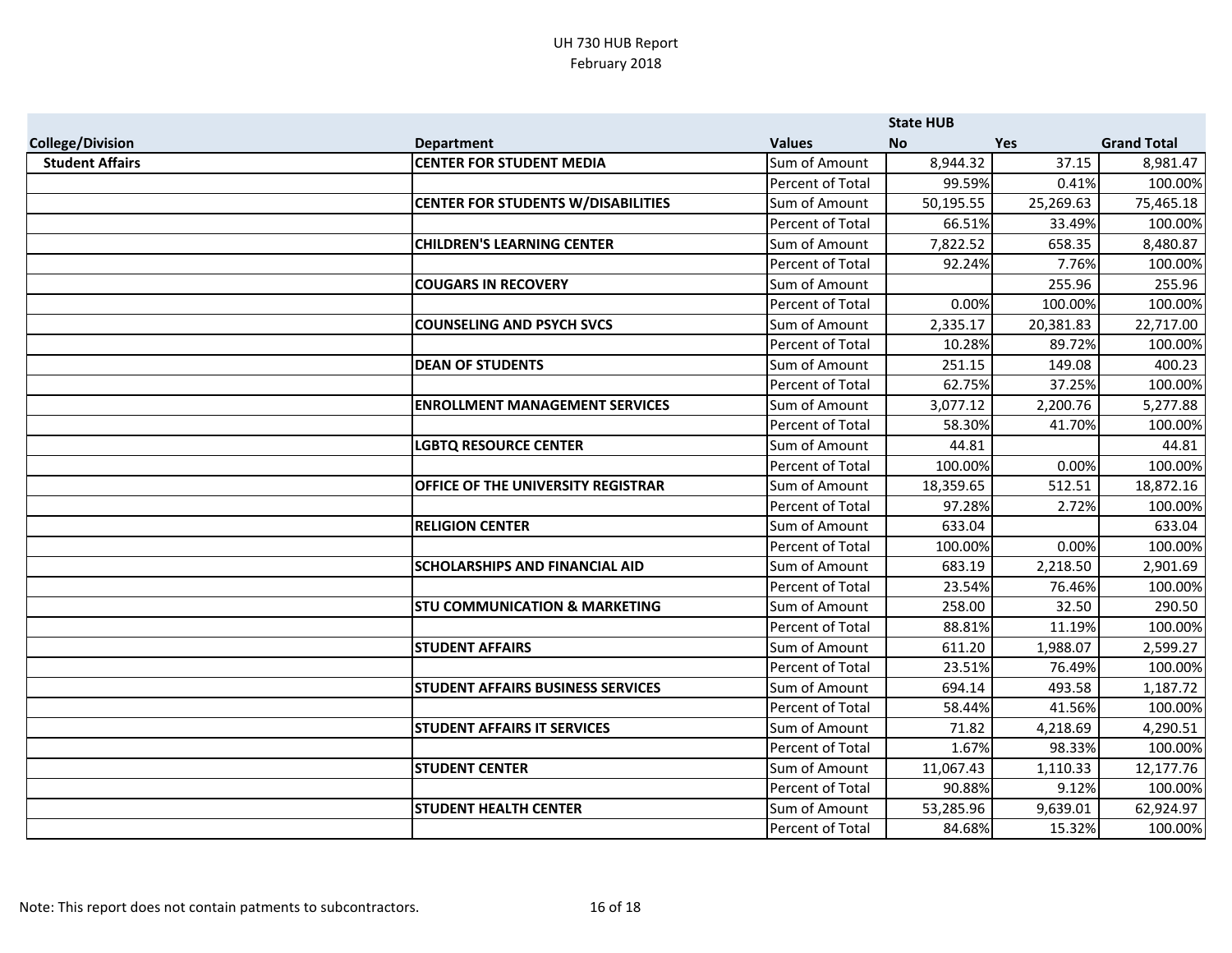UH 730 HUB Report
February 2018

| | | | State HUB | | |
|---|---|---|---|---|---|
| College/Division | Department | Values | No | Yes | Grand Total |
| **Student Affairs** | **CENTER FOR STUDENT MEDIA** | Sum of Amount | 8,944.32 | 37.15 | 8,981.47 |
| | | Percent of Total | 99.59% | 0.41% | 100.00% |
| | **CENTER FOR STUDENTS W/DISABILITIES** | Sum of Amount | 50,195.55 | 25,269.63 | 75,465.18 |
| | | Percent of Total | 66.51% | 33.49% | 100.00% |
| | **CHILDREN'S LEARNING CENTER** | Sum of Amount | 7,822.52 | 658.35 | 8,480.87 |
| | | Percent of Total | 92.24% | 7.76% | 100.00% |
| | **COUGARS IN RECOVERY** | Sum of Amount | | 255.96 | 255.96 |
| | | Percent of Total | 0.00% | 100.00% | 100.00% |
| | **COUNSELING AND PSYCH SVCS** | Sum of Amount | 2,335.17 | 20,381.83 | 22,717.00 |
| | | Percent of Total | 10.28% | 89.72% | 100.00% |
| | **DEAN OF STUDENTS** | Sum of Amount | 251.15 | 149.08 | 400.23 |
| | | Percent of Total | 62.75% | 37.25% | 100.00% |
| | **ENROLLMENT MANAGEMENT SERVICES** | Sum of Amount | 3,077.12 | 2,200.76 | 5,277.88 |
| | | Percent of Total | 58.30% | 41.70% | 100.00% |
| | **LGBTQ RESOURCE CENTER** | Sum of Amount | 44.81 | | 44.81 |
| | | Percent of Total | 100.00% | 0.00% | 100.00% |
| | **OFFICE OF THE UNIVERSITY REGISTRAR** | Sum of Amount | 18,359.65 | 512.51 | 18,872.16 |
| | | Percent of Total | 97.28% | 2.72% | 100.00% |
| | **RELIGION CENTER** | Sum of Amount | 633.04 | | 633.04 |
| | | Percent of Total | 100.00% | 0.00% | 100.00% |
| | **SCHOLARSHIPS AND FINANCIAL AID** | Sum of Amount | 683.19 | 2,218.50 | 2,901.69 |
| | | Percent of Total | 23.54% | 76.46% | 100.00% |
| | **STU COMMUNICATION & MARKETING** | Sum of Amount | 258.00 | 32.50 | 290.50 |
| | | Percent of Total | 88.81% | 11.19% | 100.00% |
| | **STUDENT AFFAIRS** | Sum of Amount | 611.20 | 1,988.07 | 2,599.27 |
| | | Percent of Total | 23.51% | 76.49% | 100.00% |
| | **STUDENT AFFAIRS BUSINESS SERVICES** | Sum of Amount | 694.14 | 493.58 | 1,187.72 |
| | | Percent of Total | 58.44% | 41.56% | 100.00% |
| | **STUDENT AFFAIRS IT SERVICES** | Sum of Amount | 71.82 | 4,218.69 | 4,290.51 |
| | | Percent of Total | 1.67% | 98.33% | 100.00% |
| | **STUDENT CENTER** | Sum of Amount | 11,067.43 | 1,110.33 | 12,177.76 |
| | | Percent of Total | 90.88% | 9.12% | 100.00% |
| | **STUDENT HEALTH CENTER** | Sum of Amount | 53,285.96 | 9,639.01 | 62,924.97 |
| | | Percent of Total | 84.68% | 15.32% | 100.00% |

Note: This report does not contain patments to subcontractors.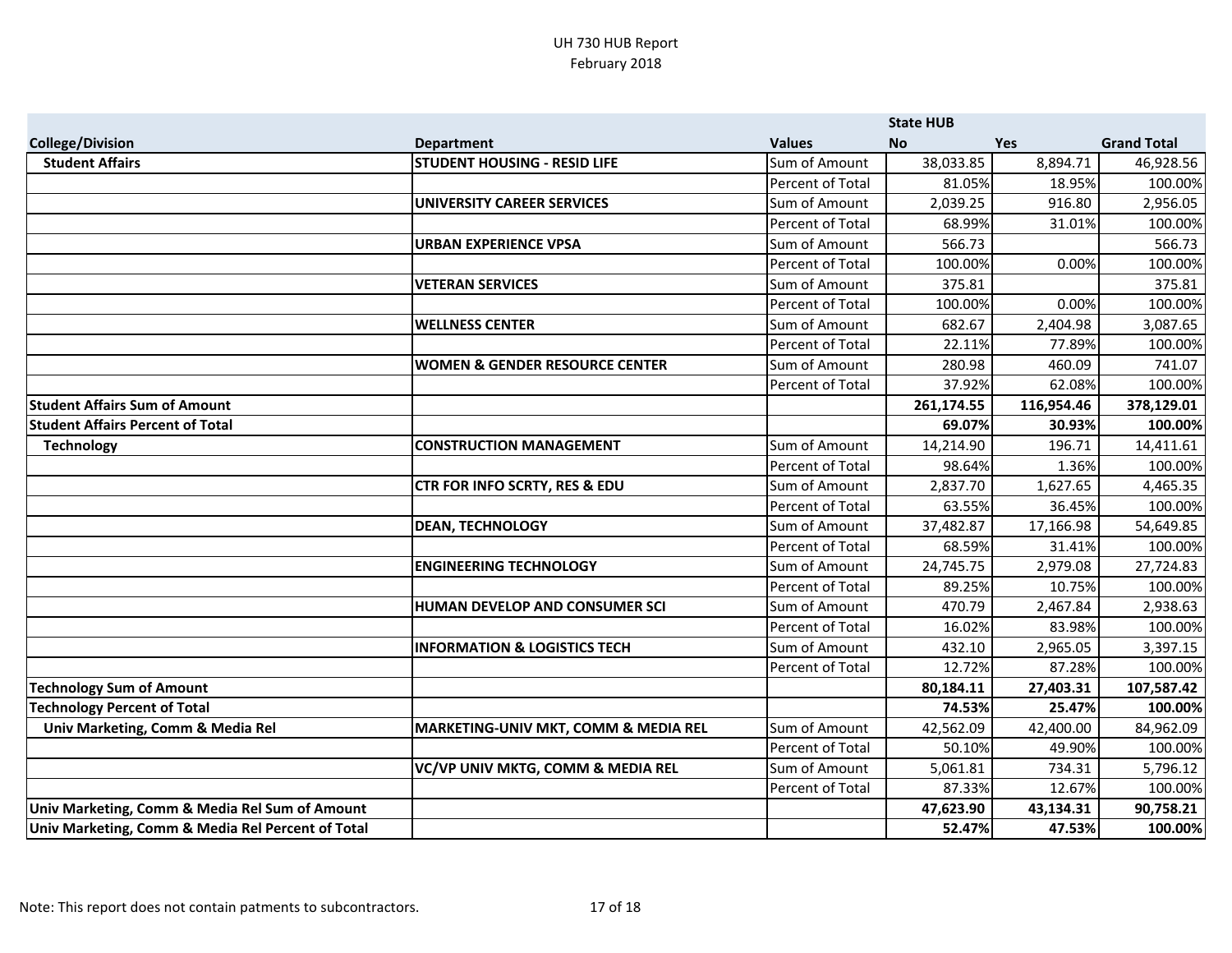UH 730 HUB Report
February 2018

| College/Division | Department | Values | State HUB No | Yes | Grand Total |
|---|---|---|---|---|---|
| **Student Affairs** | **STUDENT HOUSING - RESID LIFE** | Sum of Amount | 38,033.85 | 8,894.71 | 46,928.56 |
| | | Percent of Total | 81.05% | 18.95% | 100.00% |
| | **UNIVERSITY CAREER SERVICES** | Sum of Amount | 2,039.25 | 916.80 | 2,956.05 |
| | | Percent of Total | 68.99% | 31.01% | 100.00% |
| | **URBAN EXPERIENCE VPSA** | Sum of Amount | 566.73 | | 566.73 |
| | | Percent of Total | 100.00% | 0.00% | 100.00% |
| | **VETERAN SERVICES** | Sum of Amount | 375.81 | | 375.81 |
| | | Percent of Total | 100.00% | 0.00% | 100.00% |
| | **WELLNESS CENTER** | Sum of Amount | 682.67 | 2,404.98 | 3,087.65 |
| | | Percent of Total | 22.11% | 77.89% | 100.00% |
| | **WOMEN & GENDER RESOURCE CENTER** | Sum of Amount | 280.98 | 460.09 | 741.07 |
| | | Percent of Total | 37.92% | 62.08% | 100.00% |
| **Student Affairs Sum of Amount** | | | **261,174.55** | **116,954.46** | **378,129.01** |
| **Student Affairs Percent of Total** | | | **69.07%** | **30.93%** | **100.00%** |
| **Technology** | **CONSTRUCTION MANAGEMENT** | Sum of Amount | 14,214.90 | 196.71 | 14,411.61 |
| | | Percent of Total | 98.64% | 1.36% | 100.00% |
| | **CTR FOR INFO SCRTY, RES & EDU** | Sum of Amount | 2,837.70 | 1,627.65 | 4,465.35 |
| | | Percent of Total | 63.55% | 36.45% | 100.00% |
| | **DEAN, TECHNOLOGY** | Sum of Amount | 37,482.87 | 17,166.98 | 54,649.85 |
| | | Percent of Total | 68.59% | 31.41% | 100.00% |
| | **ENGINEERING TECHNOLOGY** | Sum of Amount | 24,745.75 | 2,979.08 | 27,724.83 |
| | | Percent of Total | 89.25% | 10.75% | 100.00% |
| | **HUMAN DEVELOP AND CONSUMER SCI** | Sum of Amount | 470.79 | 2,467.84 | 2,938.63 |
| | | Percent of Total | 16.02% | 83.98% | 100.00% |
| | **INFORMATION & LOGISTICS TECH** | Sum of Amount | 432.10 | 2,965.05 | 3,397.15 |
| | | Percent of Total | 12.72% | 87.28% | 100.00% |
| **Technology Sum of Amount** | | | **80,184.11** | **27,403.31** | **107,587.42** |
| **Technology Percent of Total** | | | **74.53%** | **25.47%** | **100.00%** |
| **Univ Marketing, Comm & Media Rel** | **MARKETING-UNIV MKT, COMM & MEDIA REL** | Sum of Amount | 42,562.09 | 42,400.00 | 84,962.09 |
| | | Percent of Total | 50.10% | 49.90% | 100.00% |
| | **VC/VP UNIV MKTG, COMM & MEDIA REL** | Sum of Amount | 5,061.81 | 734.31 | 5,796.12 |
| | | Percent of Total | 87.33% | 12.67% | 100.00% |
| **Univ Marketing, Comm & Media Rel Sum of Amount** | | | **47,623.90** | **43,134.31** | **90,758.21** |
| **Univ Marketing, Comm & Media Rel Percent of Total** | | | **52.47%** | **47.53%** | **100.00%** |

Note: This report does not contain patments to subcontractors.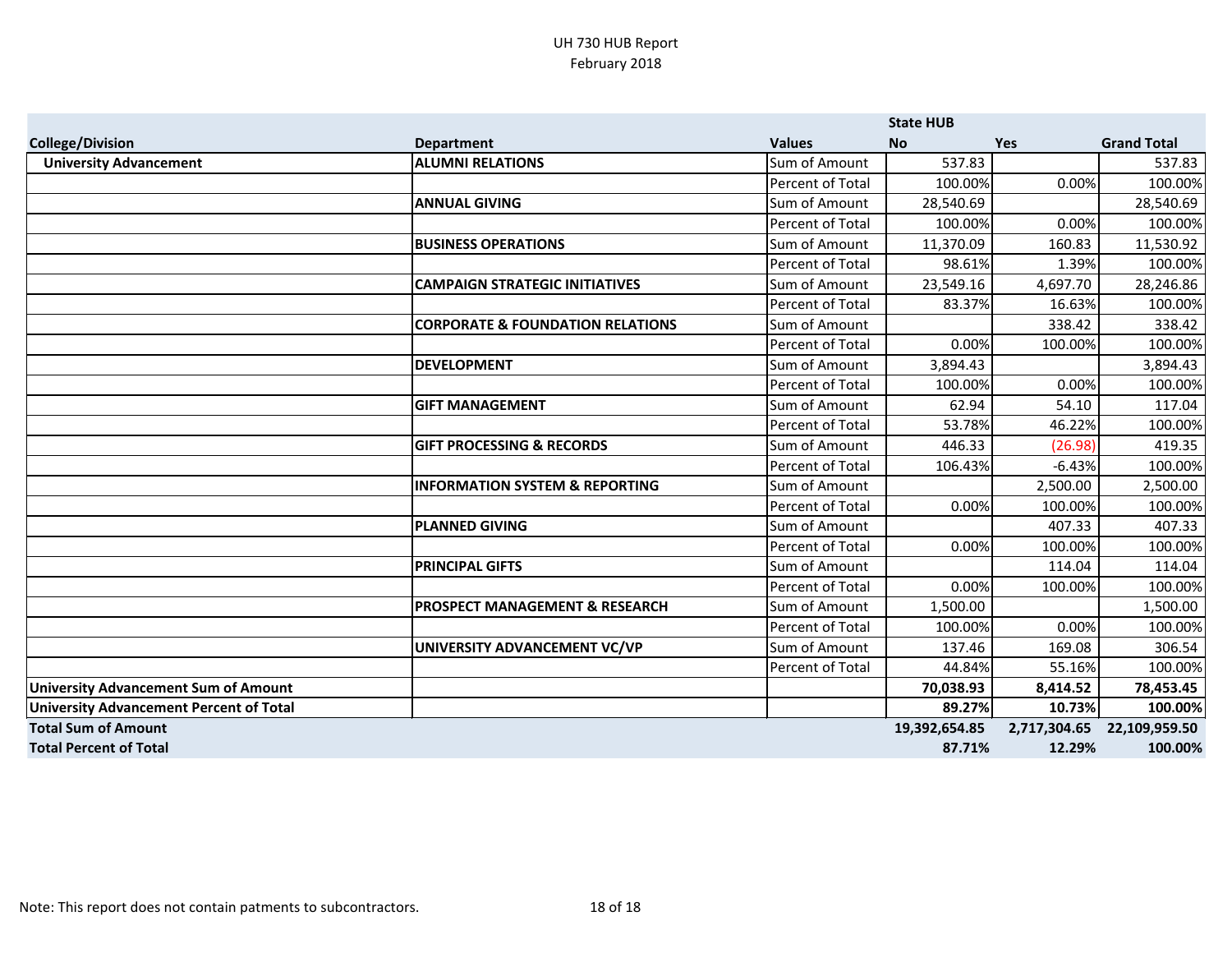UH 730 HUB Report
February 2018

| | | | State HUB | | |
|---|---|---|---|---|---|
| **College/Division** | **Department** | **Values** | **No** | **Yes** | **Grand Total** |
| **University Advancement** | **ALUMNI RELATIONS** | Sum of Amount | 537.83 | | 537.83 |
| | | Percent of Total | 100.00% | 0.00% | 100.00% |
| | **ANNUAL GIVING** | Sum of Amount | 28,540.69 | | 28,540.69 |
| | | Percent of Total | 100.00% | 0.00% | 100.00% |
| | **BUSINESS OPERATIONS** | Sum of Amount | 11,370.09 | 160.83 | 11,530.92 |
| | | Percent of Total | 98.61% | 1.39% | 100.00% |
| | **CAMPAIGN STRATEGIC INITIATIVES** | Sum of Amount | 23,549.16 | 4,697.70 | 28,246.86 |
| | | Percent of Total | 83.37% | 16.63% | 100.00% |
| | **CORPORATE & FOUNDATION RELATIONS** | Sum of Amount | | 338.42 | 338.42 |
| | | Percent of Total | 0.00% | 100.00% | 100.00% |
| | **DEVELOPMENT** | Sum of Amount | 3,894.43 | | 3,894.43 |
| | | Percent of Total | 100.00% | 0.00% | 100.00% |
| | **GIFT MANAGEMENT** | Sum of Amount | 62.94 | 54.10 | 117.04 |
| | | Percent of Total | 53.78% | 46.22% | 100.00% |
| | **GIFT PROCESSING & RECORDS** | Sum of Amount | 446.33 | (26.98) | 419.35 |
| | | Percent of Total | 106.43% | -6.43% | 100.00% |
| | **INFORMATION SYSTEM & REPORTING** | Sum of Amount | | 2,500.00 | 2,500.00 |
| | | Percent of Total | 0.00% | 100.00% | 100.00% |
| | **PLANNED GIVING** | Sum of Amount | | 407.33 | 407.33 |
| | | Percent of Total | 0.00% | 100.00% | 100.00% |
| | **PRINCIPAL GIFTS** | Sum of Amount | | 114.04 | 114.04 |
| | | Percent of Total | 0.00% | 100.00% | 100.00% |
| | **PROSPECT MANAGEMENT & RESEARCH** | Sum of Amount | 1,500.00 | | 1,500.00 |
| | | Percent of Total | 100.00% | 0.00% | 100.00% |
| | **UNIVERSITY ADVANCEMENT VC/VP** | Sum of Amount | 137.46 | 169.08 | 306.54 |
| | | Percent of Total | 44.84% | 55.16% | 100.00% |
| **University Advancement Sum of Amount** | | | **70,038.93** | **8,414.52** | **78,453.45** |
| **University Advancement Percent of Total** | | | **89.27%** | **10.73%** | **100.00%** |
| **Total Sum of Amount** | | | **19,392,654.85** | **2,717,304.65** | **22,109,959.50** |
| **Total Percent of Total** | | | **87.71%** | **12.29%** | **100.00%** |

Note: This report does not contain patments to subcontractors.